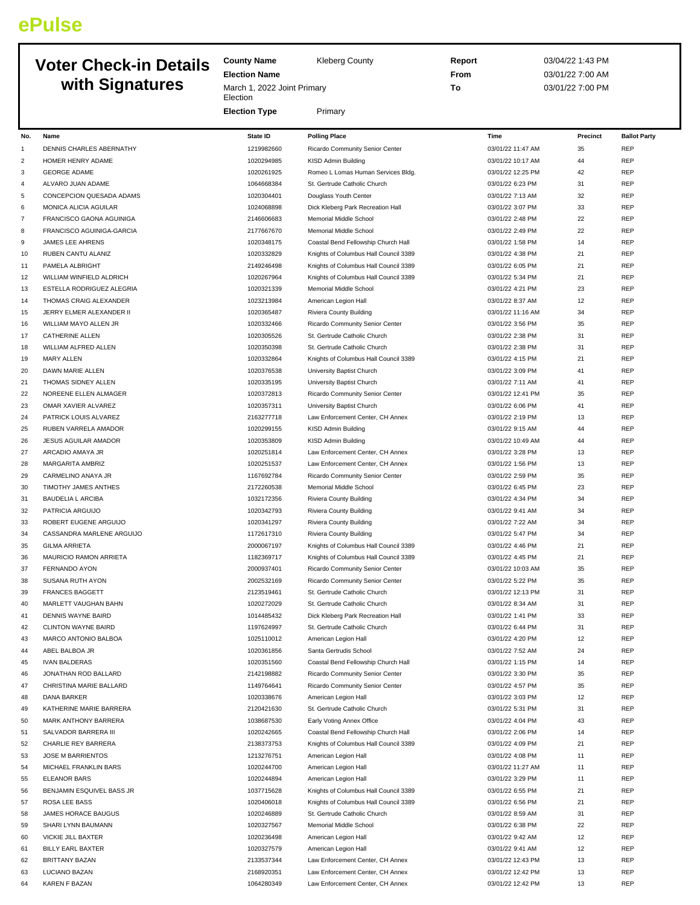# ePulse

## Voter Check-in Details with Signatures

**County Name** Kleberg County
**Election Name** March 1, 2022 Joint Primary Election
**Election Type** Primary

**Report** 03/04/22 1:43 PM
**From** 03/01/22 7:00 AM
**To** 03/01/22 7:00 PM

| No. | Name | State ID | Polling Place | Time | Precinct | Ballot Party |
|---|---|---|---|---|---|---|
| 1 | DENNIS CHARLES ABERNATHY | 1219982660 | Ricardo Community Senior Center | 03/01/22 11:47 AM | 35 | REP |
| 2 | HOMER HENRY ADAME | 1020294985 | KISD Admin Building | 03/01/22 10:17 AM | 44 | REP |
| 3 | GEORGE ADAME | 1020261925 | Romeo L Lomas Human Services Bldg. | 03/01/22 12:25 PM | 42 | REP |
| 4 | ALVARO JUAN ADAME | 1064668384 | St. Gertrude Catholic Church | 03/01/22 6:23 PM | 31 | REP |
| 5 | CONCEPCION QUESADA ADAMS | 1020304401 | Douglass Youth Center | 03/01/22 7:13 AM | 32 | REP |
| 6 | MONICA ALICIA AGUILAR | 1024068898 | Dick Kleberg Park Recreation Hall | 03/01/22 3:07 PM | 33 | REP |
| 7 | FRANCISCO GAONA AGUINIGA | 2146606683 | Memorial Middle School | 03/01/22 2:48 PM | 22 | REP |
| 8 | FRANCISCO AGUINIGA-GARCIA | 2177667670 | Memorial Middle School | 03/01/22 2:49 PM | 22 | REP |
| 9 | JAMES LEE AHRENS | 1020348175 | Coastal Bend Fellowship Church Hall | 03/01/22 1:58 PM | 14 | REP |
| 10 | RUBEN CANTU ALANIZ | 1020332829 | Knights of Columbus Hall Council 3389 | 03/01/22 4:38 PM | 21 | REP |
| 11 | PAMELA ALBRIGHT | 2149246498 | Knights of Columbus Hall Council 3389 | 03/01/22 6:05 PM | 21 | REP |
| 12 | WILLIAM WINFIELD ALDRICH | 1020267964 | Knights of Columbus Hall Council 3389 | 03/01/22 5:34 PM | 21 | REP |
| 13 | ESTELLA RODRIGUEZ ALEGRIA | 1020321339 | Memorial Middle School | 03/01/22 4:21 PM | 23 | REP |
| 14 | THOMAS CRAIG ALEXANDER | 1023213984 | American Legion Hall | 03/01/22 8:37 AM | 12 | REP |
| 15 | JERRY ELMER ALEXANDER II | 1020365487 | Riviera County Building | 03/01/22 11:16 AM | 34 | REP |
| 16 | WILLIAM MAYO ALLEN JR | 1020332466 | Ricardo Community Senior Center | 03/01/22 3:56 PM | 35 | REP |
| 17 | CATHERINE ALLEN | 1020305526 | St. Gertrude Catholic Church | 03/01/22 2:38 PM | 31 | REP |
| 18 | WILLIAM ALFRED ALLEN | 1020350398 | St. Gertrude Catholic Church | 03/01/22 2:38 PM | 31 | REP |
| 19 | MARY ALLEN | 1020332864 | Knights of Columbus Hall Council 3389 | 03/01/22 4:15 PM | 21 | REP |
| 20 | DAWN MARIE ALLEN | 1020376538 | University Baptist Church | 03/01/22 3:09 PM | 41 | REP |
| 21 | THOMAS SIDNEY ALLEN | 1020335195 | University Baptist Church | 03/01/22 7:11 AM | 41 | REP |
| 22 | NOREENE ELLEN ALMAGER | 1020372813 | Ricardo Community Senior Center | 03/01/22 12:41 PM | 35 | REP |
| 23 | OMAR XAVIER ALVAREZ | 1020357311 | University Baptist Church | 03/01/22 6:06 PM | 41 | REP |
| 24 | PATRICK LOUIS ALVAREZ | 2163277718 | Law Enforcement Center, CH Annex | 03/01/22 2:19 PM | 13 | REP |
| 25 | RUBEN VARRELA AMADOR | 1020299155 | KISD Admin Building | 03/01/22 9:15 AM | 44 | REP |
| 26 | JESUS AGUILAR AMADOR | 1020353809 | KISD Admin Building | 03/01/22 10:49 AM | 44 | REP |
| 27 | ARCADIO AMAYA JR | 1020251814 | Law Enforcement Center, CH Annex | 03/01/22 3:28 PM | 13 | REP |
| 28 | MARGARITA AMBRIZ | 1020251537 | Law Enforcement Center, CH Annex | 03/01/22 1:56 PM | 13 | REP |
| 29 | CARMELINO ANAYA JR | 1167692784 | Ricardo Community Senior Center | 03/01/22 2:59 PM | 35 | REP |
| 30 | TIMOTHY JAMES ANTHES | 2172260538 | Memorial Middle School | 03/01/22 6:45 PM | 23 | REP |
| 31 | BAUDELIA L ARCIBA | 1032172356 | Riviera County Building | 03/01/22 4:34 PM | 34 | REP |
| 32 | PATRICIA ARGUIJO | 1020342793 | Riviera County Building | 03/01/22 9:41 AM | 34 | REP |
| 33 | ROBERT EUGENE ARGUIJO | 1020341297 | Riviera County Building | 03/01/22 7:22 AM | 34 | REP |
| 34 | CASSANDRA MARLENE ARGUIJO | 1172617310 | Riviera County Building | 03/01/22 5:47 PM | 34 | REP |
| 35 | GILMA ARRIETA | 2000067197 | Knights of Columbus Hall Council 3389 | 03/01/22 4:46 PM | 21 | REP |
| 36 | MAURICIO RAMON ARRIETA | 1182369717 | Knights of Columbus Hall Council 3389 | 03/01/22 4:45 PM | 21 | REP |
| 37 | FERNANDO AYON | 2000937401 | Ricardo Community Senior Center | 03/01/22 10:03 AM | 35 | REP |
| 38 | SUSANA RUTH AYON | 2002532169 | Ricardo Community Senior Center | 03/01/22 5:22 PM | 35 | REP |
| 39 | FRANCES BAGGETT | 2123519461 | St. Gertrude Catholic Church | 03/01/22 12:13 PM | 31 | REP |
| 40 | MARLETT VAUGHAN BAHN | 1020272029 | St. Gertrude Catholic Church | 03/01/22 8:34 AM | 31 | REP |
| 41 | DENNIS WAYNE BAIRD | 1014485432 | Dick Kleberg Park Recreation Hall | 03/01/22 1:41 PM | 33 | REP |
| 42 | CLINTON WAYNE BAIRD | 1197624997 | St. Gertrude Catholic Church | 03/01/22 6:44 PM | 31 | REP |
| 43 | MARCO ANTONIO BALBOA | 1025110012 | American Legion Hall | 03/01/22 4:20 PM | 12 | REP |
| 44 | ABEL BALBOA JR | 1020361856 | Santa Gertrudis School | 03/01/22 7:52 AM | 24 | REP |
| 45 | IVAN BALDERAS | 1020351560 | Coastal Bend Fellowship Church Hall | 03/01/22 1:15 PM | 14 | REP |
| 46 | JONATHAN ROD BALLARD | 2142198882 | Ricardo Community Senior Center | 03/01/22 3:30 PM | 35 | REP |
| 47 | CHRISTINA MARIE BALLARD | 1149764641 | Ricardo Community Senior Center | 03/01/22 4:57 PM | 35 | REP |
| 48 | DANA BARKER | 1020338676 | American Legion Hall | 03/01/22 3:03 PM | 12 | REP |
| 49 | KATHERINE MARIE BARRERA | 2120421630 | St. Gertrude Catholic Church | 03/01/22 5:31 PM | 31 | REP |
| 50 | MARK ANTHONY BARRERA | 1038687530 | Early Voting Annex Office | 03/01/22 4:04 PM | 43 | REP |
| 51 | SALVADOR BARRERA III | 1020242665 | Coastal Bend Fellowship Church Hall | 03/01/22 2:06 PM | 14 | REP |
| 52 | CHARLIE REY BARRERA | 2138373753 | Knights of Columbus Hall Council 3389 | 03/01/22 4:09 PM | 21 | REP |
| 53 | JOSE M BARRIENTOS | 1213276751 | American Legion Hall | 03/01/22 4:08 PM | 11 | REP |
| 54 | MICHAEL FRANKLIN BARS | 1020244700 | American Legion Hall | 03/01/22 11:27 AM | 11 | REP |
| 55 | ELEANOR BARS | 1020244894 | American Legion Hall | 03/01/22 3:29 PM | 11 | REP |
| 56 | BENJAMIN ESQUIVEL BASS JR | 1037715628 | Knights of Columbus Hall Council 3389 | 03/01/22 6:55 PM | 21 | REP |
| 57 | ROSA LEE BASS | 1020406018 | Knights of Columbus Hall Council 3389 | 03/01/22 6:56 PM | 21 | REP |
| 58 | JAMES HORACE BAUGUS | 1020246889 | St. Gertrude Catholic Church | 03/01/22 8:59 AM | 31 | REP |
| 59 | SHARI LYNN BAUMANN | 1020327567 | Memorial Middle School | 03/01/22 6:38 PM | 22 | REP |
| 60 | VICKIE JILL BAXTER | 1020236498 | American Legion Hall | 03/01/22 9:42 AM | 12 | REP |
| 61 | BILLY EARL BAXTER | 1020327579 | American Legion Hall | 03/01/22 9:41 AM | 12 | REP |
| 62 | BRITTANY BAZAN | 2133537344 | Law Enforcement Center, CH Annex | 03/01/22 12:43 PM | 13 | REP |
| 63 | LUCIANO BAZAN | 2168920351 | Law Enforcement Center, CH Annex | 03/01/22 12:42 PM | 13 | REP |
| 64 | KAREN F BAZAN | 1064280349 | Law Enforcement Center, CH Annex | 03/01/22 12:42 PM | 13 | REP |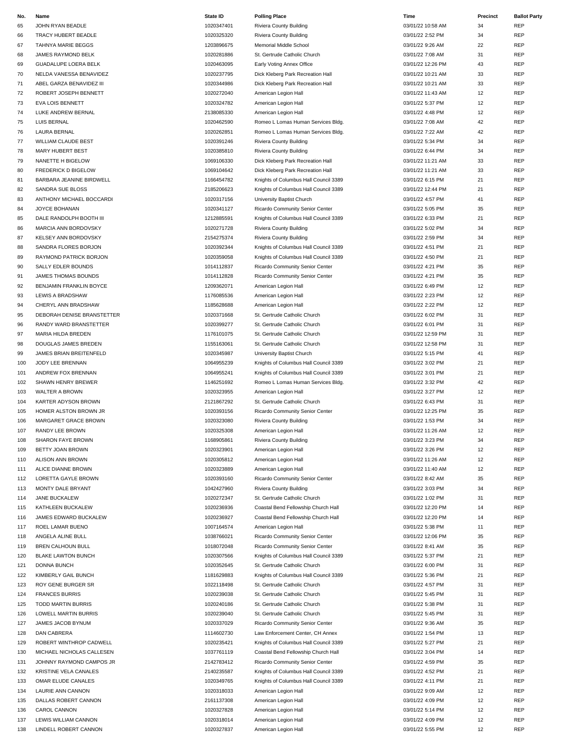| No. | Name | State ID | Polling Place | Time | Precinct | Ballot Party |
|---|---|---|---|---|---|---|
| 65 | JOHN RYAN BEADLE | 1020347401 | Riviera County Building | 03/01/22 10:58 AM | 34 | REP |
| 66 | TRACY HUBERT BEADLE | 1020325320 | Riviera County Building | 03/01/22 2:52 PM | 34 | REP |
| 67 | TAHNYA MARIE BEGGS | 1203896675 | Memorial Middle School | 03/01/22 9:26 AM | 22 | REP |
| 68 | JAMES RAYMOND BELK | 1020281886 | St. Gertrude Catholic Church | 03/01/22 7:08 AM | 31 | REP |
| 69 | GUADALUPE LOERA BELK | 1020463095 | Early Voting Annex Office | 03/01/22 12:26 PM | 43 | REP |
| 70 | NELDA VANESSA BENAVIDEZ | 1020237795 | Dick Kleberg Park Recreation Hall | 03/01/22 10:21 AM | 33 | REP |
| 71 | ABEL GARZA BENAVIDEZ III | 1020344986 | Dick Kleberg Park Recreation Hall | 03/01/22 10:21 AM | 33 | REP |
| 72 | ROBERT JOSEPH BENNETT | 1020272040 | American Legion Hall | 03/01/22 11:43 AM | 12 | REP |
| 73 | EVA LOIS BENNETT | 1020324782 | American Legion Hall | 03/01/22 5:37 PM | 12 | REP |
| 74 | LUKE ANDREW BERNAL | 2138085330 | American Legion Hall | 03/01/22 4:48 PM | 12 | REP |
| 75 | LUIS BERNAL | 1020462590 | Romeo L Lomas Human Services Bldg. | 03/01/22 7:08 AM | 42 | REP |
| 76 | LAURA BERNAL | 1020262851 | Romeo L Lomas Human Services Bldg. | 03/01/22 7:22 AM | 42 | REP |
| 77 | WILLIAM CLAUDE BEST | 1020391246 | Riviera County Building | 03/01/22 5:34 PM | 34 | REP |
| 78 | MARY HUBERT BEST | 1020385810 | Riviera County Building | 03/01/22 6:44 PM | 34 | REP |
| 79 | NANETTE H BIGELOW | 1069106330 | Dick Kleberg Park Recreation Hall | 03/01/22 11:21 AM | 33 | REP |
| 80 | FREDERICK D BIGELOW | 1069104642 | Dick Kleberg Park Recreation Hall | 03/01/22 11:21 AM | 33 | REP |
| 81 | BARBARA JEANINE BIRDWELL | 1166454782 | Knights of Columbus Hall Council 3389 | 03/01/22 6:15 PM | 21 | REP |
| 82 | SANDRA SUE BLOSS | 2185206623 | Knights of Columbus Hall Council 3389 | 03/01/22 12:44 PM | 21 | REP |
| 83 | ANTHONY MICHAEL BOCCARDI | 1020317156 | University Baptist Church | 03/01/22 4:57 PM | 41 | REP |
| 84 | JOYCE BOHANAN | 1020341127 | Ricardo Community Senior Center | 03/01/22 5:05 PM | 35 | REP |
| 85 | DALE RANDOLPH BOOTH III | 1212885591 | Knights of Columbus Hall Council 3389 | 03/01/22 6:33 PM | 21 | REP |
| 86 | MARCIA ANN BORDOVSKY | 1020271728 | Riviera County Building | 03/01/22 5:02 PM | 34 | REP |
| 87 | KELSEY ANN BORDOVSKY | 2154275374 | Riviera County Building | 03/01/22 2:59 PM | 34 | REP |
| 88 | SANDRA FLORES BORJON | 1020392344 | Knights of Columbus Hall Council 3389 | 03/01/22 4:51 PM | 21 | REP |
| 89 | RAYMOND PATRICK BORJON | 1020359058 | Knights of Columbus Hall Council 3389 | 03/01/22 4:50 PM | 21 | REP |
| 90 | SALLY EDLER BOUNDS | 1014112837 | Ricardo Community Senior Center | 03/01/22 4:21 PM | 35 | REP |
| 91 | JAMES THOMAS BOUNDS | 1014112828 | Ricardo Community Senior Center | 03/01/22 4:21 PM | 35 | REP |
| 92 | BENJAMIN FRANKLIN BOYCE | 1209362071 | American Legion Hall | 03/01/22 6:49 PM | 12 | REP |
| 93 | LEWIS A BRADSHAW | 1176085536 | American Legion Hall | 03/01/22 2:23 PM | 12 | REP |
| 94 | CHERYL ANN BRADSHAW | 1185628688 | American Legion Hall | 03/01/22 2:22 PM | 12 | REP |
| 95 | DEBORAH DENISE BRANSTETTER | 1020371668 | St. Gertrude Catholic Church | 03/01/22 6:02 PM | 31 | REP |
| 96 | RANDY WARD BRANSTETTER | 1020399277 | St. Gertrude Catholic Church | 03/01/22 6:01 PM | 31 | REP |
| 97 | MARIA HILDA BREDEN | 1176101075 | St. Gertrude Catholic Church | 03/01/22 12:59 PM | 31 | REP |
| 98 | DOUGLAS JAMES BREDEN | 1155163061 | St. Gertrude Catholic Church | 03/01/22 12:58 PM | 31 | REP |
| 99 | JAMES BRIAN BREITENFELD | 1020345987 | University Baptist Church | 03/01/22 5:15 PM | 41 | REP |
| 100 | JODY LEE BRENNAN | 1064955239 | Knights of Columbus Hall Council 3389 | 03/01/22 3:02 PM | 21 | REP |
| 101 | ANDREW FOX BRENNAN | 1064955241 | Knights of Columbus Hall Council 3389 | 03/01/22 3:01 PM | 21 | REP |
| 102 | SHAWN HENRY BREWER | 1146251692 | Romeo L Lomas Human Services Bldg. | 03/01/22 3:32 PM | 42 | REP |
| 103 | WALTER A BROWN | 1020323955 | American Legion Hall | 03/01/22 3:27 PM | 12 | REP |
| 104 | KARTER ADYSON BROWN | 2121867292 | St. Gertrude Catholic Church | 03/01/22 6:43 PM | 31 | REP |
| 105 | HOMER ALSTON BROWN JR | 1020393156 | Ricardo Community Senior Center | 03/01/22 12:25 PM | 35 | REP |
| 106 | MARGARET GRACE BROWN | 1020323080 | Riviera County Building | 03/01/22 1:53 PM | 34 | REP |
| 107 | RANDY LEE BROWN | 1020325308 | American Legion Hall | 03/01/22 11:26 AM | 12 | REP |
| 108 | SHARON FAYE BROWN | 1168905861 | Riviera County Building | 03/01/22 3:23 PM | 34 | REP |
| 109 | BETTY JOAN BROWN | 1020323901 | American Legion Hall | 03/01/22 3:26 PM | 12 | REP |
| 110 | ALISON ANN BROWN | 1020305812 | American Legion Hall | 03/01/22 11:26 AM | 12 | REP |
| 111 | ALICE DIANNE BROWN | 1020323889 | American Legion Hall | 03/01/22 11:40 AM | 12 | REP |
| 112 | LORETTA GAYLE BROWN | 1020393160 | Ricardo Community Senior Center | 03/01/22 8:42 AM | 35 | REP |
| 113 | MONTY DALE BRYANT | 1042427960 | Riviera County Building | 03/01/22 3:03 PM | 34 | REP |
| 114 | JANE BUCKALEW | 1020272347 | St. Gertrude Catholic Church | 03/01/22 1:02 PM | 31 | REP |
| 115 | KATHLEEN BUCKALEW | 1020236936 | Coastal Bend Fellowship Church Hall | 03/01/22 12:20 PM | 14 | REP |
| 116 | JAMES EDWARD BUCKALEW | 1020236927 | Coastal Bend Fellowship Church Hall | 03/01/22 12:20 PM | 14 | REP |
| 117 | ROEL LAMAR BUENO | 1007164574 | American Legion Hall | 03/01/22 5:38 PM | 11 | REP |
| 118 | ANGELA ALINE BULL | 1038766021 | Ricardo Community Senior Center | 03/01/22 12:06 PM | 35 | REP |
| 119 | BREN CALHOUN BULL | 1018072048 | Ricardo Community Senior Center | 03/01/22 8:41 AM | 35 | REP |
| 120 | BLAKE LAWTON BUNCH | 1020307566 | Knights of Columbus Hall Council 3389 | 03/01/22 5:37 PM | 21 | REP |
| 121 | DONNA BUNCH | 1020352645 | St. Gertrude Catholic Church | 03/01/22 6:00 PM | 31 | REP |
| 122 | KIMBERLY GAIL BUNCH | 1181629883 | Knights of Columbus Hall Council 3389 | 03/01/22 5:36 PM | 21 | REP |
| 123 | ROY GENE BURGER SR | 1022118498 | St. Gertrude Catholic Church | 03/01/22 4:57 PM | 31 | REP |
| 124 | FRANCES BURRIS | 1020239038 | St. Gertrude Catholic Church | 03/01/22 5:45 PM | 31 | REP |
| 125 | TODD MARTIN BURRIS | 1020240186 | St. Gertrude Catholic Church | 03/01/22 5:38 PM | 31 | REP |
| 126 | LOWELL MARTIN BURRIS | 1020239040 | St. Gertrude Catholic Church | 03/01/22 5:45 PM | 31 | REP |
| 127 | JAMES JACOB BYNUM | 1020337029 | Ricardo Community Senior Center | 03/01/22 9:36 AM | 35 | REP |
| 128 | DAN CABRERA | 1114602730 | Law Enforcement Center, CH Annex | 03/01/22 1:54 PM | 13 | REP |
| 129 | ROBERT WINTHROP CADWELL | 1020235421 | Knights of Columbus Hall Council 3389 | 03/01/22 5:27 PM | 21 | REP |
| 130 | MICHAEL NICHOLAS CALLESEN | 1037761119 | Coastal Bend Fellowship Church Hall | 03/01/22 3:04 PM | 14 | REP |
| 131 | JOHNNY RAYMOND CAMPOS JR | 2142783412 | Ricardo Community Senior Center | 03/01/22 4:59 PM | 35 | REP |
| 132 | KRISTINE VELA CANALES | 2140235587 | Knights of Columbus Hall Council 3389 | 03/01/22 4:52 PM | 21 | REP |
| 133 | OMAR ELUDE CANALES | 1020349765 | Knights of Columbus Hall Council 3389 | 03/01/22 4:11 PM | 21 | REP |
| 134 | LAURIE ANN CANNON | 1020318033 | American Legion Hall | 03/01/22 9:09 AM | 12 | REP |
| 135 | DALLAS ROBERT CANNON | 2161137308 | American Legion Hall | 03/01/22 4:09 PM | 12 | REP |
| 136 | CAROL CANNON | 1020327828 | American Legion Hall | 03/01/22 5:14 PM | 12 | REP |
| 137 | LEWIS WILLIAM CANNON | 1020318014 | American Legion Hall | 03/01/22 4:09 PM | 12 | REP |
| 138 | LINDELL ROBERT CANNON | 1020327837 | American Legion Hall | 03/01/22 5:55 PM | 12 | REP |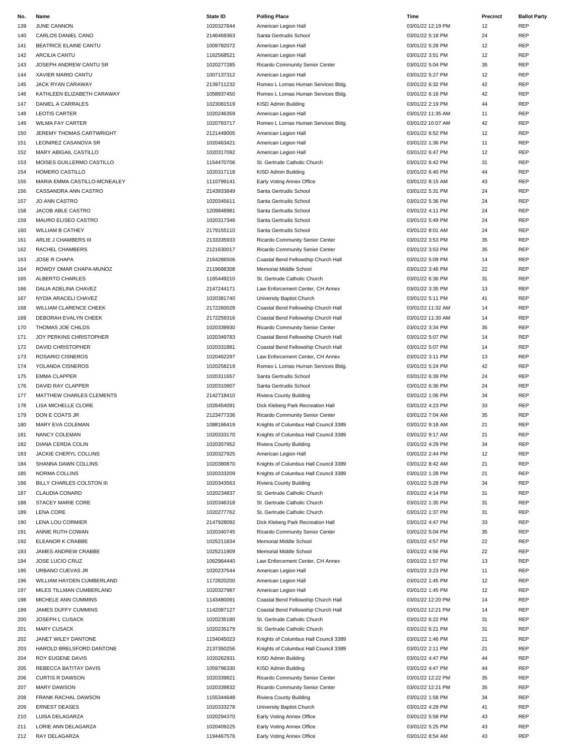| No. | Name | State ID | Polling Place | Time | Precinct | Ballot Party |
|---|---|---|---|---|---|---|
| 139 | JUNE CANNON | 1020327844 | American Legion Hall | 03/01/22 12:19 PM | 12 | REP |
| 140 | CARLOS DANIEL CANO | 2146469363 | Santa Gertrudis School | 03/01/22 5:18 PM | 24 | REP |
| 141 | BEATRICE ELAINE CANTU | 1009782072 | American Legion Hall | 03/01/22 5:28 PM | 12 | REP |
| 142 | ARCILIA CANTU | 1162568521 | American Legion Hall | 03/01/22 3:51 PM | 12 | REP |
| 143 | JOSEPH ANDREW CANTU SR | 1020277285 | Ricardo Community Senior Center | 03/01/22 5:04 PM | 35 | REP |
| 144 | XAVIER MARIO CANTU | 1007137312 | American Legion Hall | 03/01/22 5:27 PM | 12 | REP |
| 145 | JACK RYAN CARAWAY | 2139711232 | Romeo L Lomas Human Services Bldg. | 03/01/22 6:32 PM | 42 | REP |
| 146 | KATHLEEN ELIZABETH CARAWAY | 1058937450 | Romeo L Lomas Human Services Bldg. | 03/01/22 6:16 PM | 42 | REP |
| 147 | DANIEL A CARRALES | 1023081519 | KISD Admin Building | 03/01/22 2:19 PM | 44 | REP |
| 148 | LEOTIS CARTER | 1020246359 | American Legion Hall | 03/01/22 11:35 AM | 11 | REP |
| 149 | WILMA FAY CARTER | 1020783717 | Romeo L Lomas Human Services Bldg. | 03/01/22 10:07 AM | 42 | REP |
| 150 | JEREMY THOMAS CARTWRIGHT | 2121449005 | American Legion Hall | 03/01/22 6:52 PM | 12 | REP |
| 151 | LEONIREZ CASANOVA SR | 1020463421 | American Legion Hall | 03/01/22 1:36 PM | 11 | REP |
| 152 | MARY ABIGAIL CASTILLO | 1020317092 | American Legion Hall | 03/01/22 6:47 PM | 12 | REP |
| 153 | MOISES GUILLERMO CASTILLO | 1154470706 | St. Gertrude Catholic Church | 03/01/22 6:42 PM | 31 | REP |
| 154 | HOMERO CASTILLO | 1020317118 | KISD Admin Building | 03/01/22 6:40 PM | 44 | REP |
| 155 | MARIA EMMA CASTILLO-MCNEALEY | 1110799141 | Early Voting Annex Office | 03/01/22 8:15 AM | 43 | REP |
| 156 | CASSANDRA ANN CASTRO | 2143933849 | Santa Gertrudis School | 03/01/22 5:31 PM | 24 | REP |
| 157 | JO ANN CASTRO | 1020345611 | Santa Gertrudis School | 03/01/22 5:36 PM | 24 | REP |
| 158 | JACOB ABLE CASTRO | 1209848981 | Santa Gertrudis School | 03/01/22 4:11 PM | 24 | REP |
| 159 | MAURO ELISEO CASTRO | 1020317346 | Santa Gertrudis School | 03/01/22 5:49 PM | 24 | REP |
| 160 | WILLIAM B CATHEY | 2179155110 | Santa Gertrudis School | 03/01/22 8:01 AM | 24 | REP |
| 161 | ARLIE J CHAMBERS III | 2133335933 | Ricardo Community Senior Center | 03/01/22 3:53 PM | 35 | REP |
| 162 | RACHEL CHAMBERS | 2121630017 | Ricardo Community Senior Center | 03/01/22 3:53 PM | 35 | REP |
| 163 | JOSE R CHAPA | 2164286506 | Coastal Bend Fellowship Church Hall | 03/01/22 5:09 PM | 14 | REP |
| 164 | ROWDY OMAR CHAPA-MUNOZ | 2119688308 | Memorial Middle School | 03/01/22 3:46 PM | 22 | REP |
| 165 | ALBERTO CHARLES | 1165449210 | St. Gertrude Catholic Church | 03/01/22 6:36 PM | 31 | REP |
| 166 | DALIA ADELINA CHAVEZ | 2147244171 | Law Enforcement Center, CH Annex | 03/01/22 3:35 PM | 13 | REP |
| 167 | NYDIA ARACELI CHAVEZ | 1020381740 | University Baptist Church | 03/01/22 5:11 PM | 41 | REP |
| 168 | WILLIAM CLARENCE CHEEK | 2172260028 | Coastal Bend Fellowship Church Hall | 03/01/22 11:32 AM | 14 | REP |
| 169 | DEBORAH EVALYN CHEEK | 2172259316 | Coastal Bend Fellowship Church Hall | 03/01/22 11:30 AM | 14 | REP |
| 170 | THOMAS JOE CHILDS | 1020339930 | Ricardo Community Senior Center | 03/01/22 3:34 PM | 35 | REP |
| 171 | JOY PERKINS CHRISTOPHER | 1020349783 | Coastal Bend Fellowship Church Hall | 03/01/22 5:07 PM | 14 | REP |
| 172 | DAVID CHRISTOPHER | 1020331881 | Coastal Bend Fellowship Church Hall | 03/01/22 5:07 PM | 14 | REP |
| 173 | ROSARIO CISNEROS | 1020462297 | Law Enforcement Center, CH Annex | 03/01/22 3:11 PM | 13 | REP |
| 174 | YOLANDA CISNEROS | 1020258219 | Romeo L Lomas Human Services Bldg. | 03/01/22 5:24 PM | 42 | REP |
| 175 | EMMA CLAPPER | 1020311657 | Santa Gertrudis School | 03/01/22 6:39 PM | 24 | REP |
| 176 | DAVID RAY CLAPPER | 1020310907 | Santa Gertrudis School | 03/01/22 6:36 PM | 24 | REP |
| 177 | MATTHEW CHARLES CLEMENTS | 2142718410 | Riviera County Building | 03/01/22 1:06 PM | 34 | REP |
| 178 | LISA MICHELLE CLORE | 1026454091 | Dick Kleberg Park Recreation Hall | 03/01/22 4:23 PM | 33 | REP |
| 179 | DON E COATS JR | 2123477336 | Ricardo Community Senior Center | 03/01/22 7:04 AM | 35 | REP |
| 180 | MARY EVA COLEMAN | 1088166419 | Knights of Columbus Hall Council 3389 | 03/01/22 9:18 AM | 21 | REP |
| 181 | NANCY COLEMAN | 1020333170 | Knights of Columbus Hall Council 3389 | 03/01/22 9:17 AM | 21 | REP |
| 182 | DIANA CERDA COLIN | 1020357952 | Riviera County Building | 03/01/22 4:29 PM | 34 | REP |
| 183 | JACKIE CHERYL COLLINS | 1020327925 | American Legion Hall | 03/01/22 2:44 PM | 12 | REP |
| 184 | SHANNA DAWN COLLINS | 1020380870 | Knights of Columbus Hall Council 3389 | 03/01/22 8:42 AM | 21 | REP |
| 185 | NORMA COLLINS | 1020333209 | Knights of Columbus Hall Council 3389 | 03/01/22 1:28 PM | 21 | REP |
| 186 | BILLY CHARLES COLSTON III | 1020343563 | Riviera County Building | 03/01/22 5:28 PM | 34 | REP |
| 187 | CLAUDIA CONARD | 1020234837 | St. Gertrude Catholic Church | 03/01/22 4:14 PM | 31 | REP |
| 188 | STACEY MARIE CORE | 1020346318 | St. Gertrude Catholic Church | 03/01/22 1:35 PM | 31 | REP |
| 189 | LENA CORE | 1020277762 | St. Gertrude Catholic Church | 03/01/22 1:37 PM | 31 | REP |
| 190 | LENA LOU CORMIER | 2147928092 | Dick Kleberg Park Recreation Hall | 03/01/22 4:47 PM | 33 | REP |
| 191 | ANNIE RUTH COWAN | 1020340745 | Ricardo Community Senior Center | 03/01/22 5:04 PM | 35 | REP |
| 192 | ELEANOR K CRABBE | 1025211834 | Memorial Middle School | 03/01/22 4:57 PM | 22 | REP |
| 193 | JAMES ANDREW CRABBE | 1025211909 | Memorial Middle School | 03/01/22 4:56 PM | 22 | REP |
| 194 | JOSE LUCIO CRUZ | 1062964440 | Law Enforcement Center, CH Annex | 03/01/22 1:57 PM | 13 | REP |
| 195 | URBANO CUEVAS JR | 1020237544 | American Legion Hall | 03/01/22 3:23 PM | 11 | REP |
| 196 | WILLIAM HAYDEN CUMBERLAND | 1172820200 | American Legion Hall | 03/01/22 1:45 PM | 12 | REP |
| 197 | MILES TILLMAN CUMBERLAND | 1020327987 | American Legion Hall | 03/01/22 1:45 PM | 12 | REP |
| 198 | MICHELE ANN CUMMINS | 1143480091 | Coastal Bend Fellowship Church Hall | 03/01/22 12:20 PM | 14 | REP |
| 199 | JAMES DUFFY CUMMINS | 1142087127 | Coastal Bend Fellowship Church Hall | 03/01/22 12:21 PM | 14 | REP |
| 200 | JOSEPH L CUSACK | 1020235180 | St. Gertrude Catholic Church | 03/01/22 6:22 PM | 31 | REP |
| 201 | MARY CUSACK | 1020235179 | St. Gertrude Catholic Church | 03/01/22 6:21 PM | 31 | REP |
| 202 | JANET WILEY DANTONE | 1154045023 | Knights of Columbus Hall Council 3389 | 03/01/22 1:46 PM | 21 | REP |
| 203 | HAROLD BRELSFORD DANTONE | 2137350256 | Knights of Columbus Hall Council 3389 | 03/01/22 2:11 PM | 21 | REP |
| 204 | ROY EUGENE DAVIS | 1020262931 | KISD Admin Building | 03/01/22 4:47 PM | 44 | REP |
| 205 | REBECCA BATITAY DAVIS | 1059796330 | KISD Admin Building | 03/01/22 4:47 PM | 44 | REP |
| 206 | CURTIS R DAWSON | 1020339821 | Ricardo Community Senior Center | 03/01/22 12:22 PM | 35 | REP |
| 207 | MARY DAWSON | 1020339832 | Ricardo Community Senior Center | 03/01/22 12:21 PM | 35 | REP |
| 208 | FRANK RACHAL DAWSON | 1155344648 | Riviera County Building | 03/01/22 1:58 PM | 34 | REP |
| 209 | ERNEST DEASES | 1020333278 | University Baptist Church | 03/01/22 4:29 PM | 41 | REP |
| 210 | LUISA DELAGARZA | 1020294370 | Early Voting Annex Office | 03/01/22 5:58 PM | 43 | REP |
| 211 | LORIE ANN DELAGARZA | 1020409225 | Early Voting Annex Office | 03/01/22 5:25 PM | 43 | REP |
| 212 | RAY DELAGARZA | 1194467576 | Early Voting Annex Office | 03/01/22 8:54 AM | 43 | REP |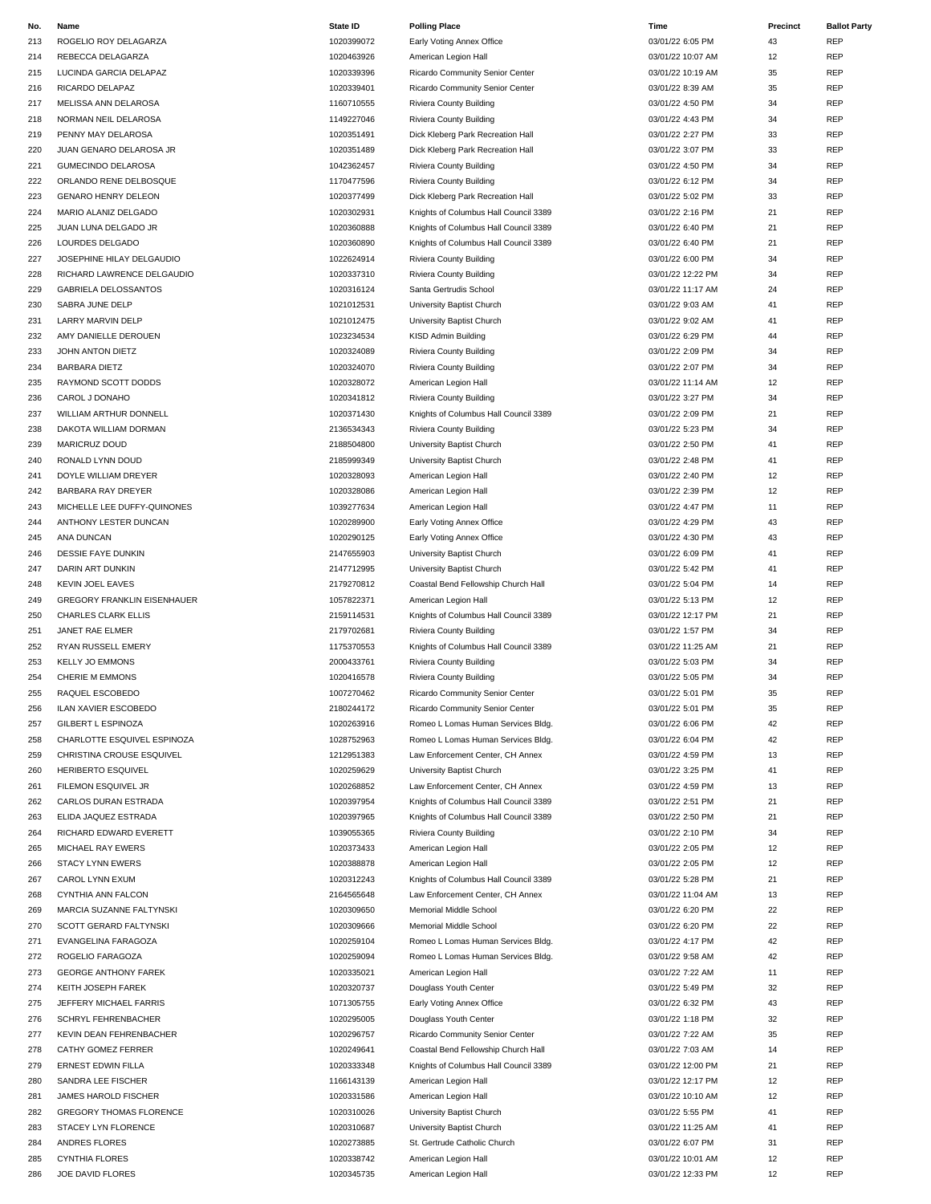| No. | Name | State ID | Polling Place | Time | Precinct | Ballot Party |
|---|---|---|---|---|---|---|
| 213 | ROGELIO ROY DELAGARZA | 1020399072 | Early Voting Annex Office | 03/01/22 6:05 PM | 43 | REP |
| 214 | REBECCA DELAGARZA | 1020463926 | American Legion Hall | 03/01/22 10:07 AM | 12 | REP |
| 215 | LUCINDA GARCIA DELAPAZ | 1020339396 | Ricardo Community Senior Center | 03/01/22 10:19 AM | 35 | REP |
| 216 | RICARDO DELAPAZ | 1020339401 | Ricardo Community Senior Center | 03/01/22 8:39 AM | 35 | REP |
| 217 | MELISSA ANN DELAROSA | 1160710555 | Riviera County Building | 03/01/22 4:50 PM | 34 | REP |
| 218 | NORMAN NEIL DELAROSA | 1149227046 | Riviera County Building | 03/01/22 4:43 PM | 34 | REP |
| 219 | PENNY MAY DELAROSA | 1020351491 | Dick Kleberg Park Recreation Hall | 03/01/22 2:27 PM | 33 | REP |
| 220 | JUAN GENARO DELAROSA JR | 1020351489 | Dick Kleberg Park Recreation Hall | 03/01/22 3:07 PM | 33 | REP |
| 221 | GUMECINDO DELAROSA | 1042362457 | Riviera County Building | 03/01/22 4:50 PM | 34 | REP |
| 222 | ORLANDO RENE DELBOSQUE | 1170477596 | Riviera County Building | 03/01/22 6:12 PM | 34 | REP |
| 223 | GENARO HENRY DELEON | 1020377499 | Dick Kleberg Park Recreation Hall | 03/01/22 5:02 PM | 33 | REP |
| 224 | MARIO ALANIZ DELGADO | 1020302931 | Knights of Columbus Hall Council 3389 | 03/01/22 2:16 PM | 21 | REP |
| 225 | JUAN LUNA DELGADO JR | 1020360888 | Knights of Columbus Hall Council 3389 | 03/01/22 6:40 PM | 21 | REP |
| 226 | LOURDES DELGADO | 1020360890 | Knights of Columbus Hall Council 3389 | 03/01/22 6:40 PM | 21 | REP |
| 227 | JOSEPHINE HILAY DELGAUDIO | 1022624914 | Riviera County Building | 03/01/22 6:00 PM | 34 | REP |
| 228 | RICHARD LAWRENCE DELGAUDIO | 1020337310 | Riviera County Building | 03/01/22 12:22 PM | 34 | REP |
| 229 | GABRIELA DELOSSANTOS | 1020316124 | Santa Gertrudis School | 03/01/22 11:17 AM | 24 | REP |
| 230 | SABRA JUNE DELP | 1021012531 | University Baptist Church | 03/01/22 9:03 AM | 41 | REP |
| 231 | LARRY MARVIN DELP | 1021012475 | University Baptist Church | 03/01/22 9:02 AM | 41 | REP |
| 232 | AMY DANIELLE DEROUEN | 1023234534 | KISD Admin Building | 03/01/22 6:29 PM | 44 | REP |
| 233 | JOHN ANTON DIETZ | 1020324089 | Riviera County Building | 03/01/22 2:09 PM | 34 | REP |
| 234 | BARBARA DIETZ | 1020324070 | Riviera County Building | 03/01/22 2:07 PM | 34 | REP |
| 235 | RAYMOND SCOTT DODDS | 1020328072 | American Legion Hall | 03/01/22 11:14 AM | 12 | REP |
| 236 | CAROL J DONAHO | 1020341812 | Riviera County Building | 03/01/22 3:27 PM | 34 | REP |
| 237 | WILLIAM ARTHUR DONNELL | 1020371430 | Knights of Columbus Hall Council 3389 | 03/01/22 2:09 PM | 21 | REP |
| 238 | DAKOTA WILLIAM DORMAN | 2136534343 | Riviera County Building | 03/01/22 5:23 PM | 34 | REP |
| 239 | MARICRUZ DOUD | 2188504800 | University Baptist Church | 03/01/22 2:50 PM | 41 | REP |
| 240 | RONALD LYNN DOUD | 2185999349 | University Baptist Church | 03/01/22 2:48 PM | 41 | REP |
| 241 | DOYLE WILLIAM DREYER | 1020328093 | American Legion Hall | 03/01/22 2:40 PM | 12 | REP |
| 242 | BARBARA RAY DREYER | 1020328086 | American Legion Hall | 03/01/22 2:39 PM | 12 | REP |
| 243 | MICHELLE LEE DUFFY-QUINONES | 1039277634 | American Legion Hall | 03/01/22 4:47 PM | 11 | REP |
| 244 | ANTHONY LESTER DUNCAN | 1020289900 | Early Voting Annex Office | 03/01/22 4:29 PM | 43 | REP |
| 245 | ANA DUNCAN | 1020290125 | Early Voting Annex Office | 03/01/22 4:30 PM | 43 | REP |
| 246 | DESSIE FAYE DUNKIN | 2147655903 | University Baptist Church | 03/01/22 6:09 PM | 41 | REP |
| 247 | DARIN ART DUNKIN | 2147712995 | University Baptist Church | 03/01/22 5:42 PM | 41 | REP |
| 248 | KEVIN JOEL EAVES | 2179270812 | Coastal Bend Fellowship Church Hall | 03/01/22 5:04 PM | 14 | REP |
| 249 | GREGORY FRANKLIN EISENHAUER | 1057822371 | American Legion Hall | 03/01/22 5:13 PM | 12 | REP |
| 250 | CHARLES CLARK ELLIS | 2159114531 | Knights of Columbus Hall Council 3389 | 03/01/22 12:17 PM | 21 | REP |
| 251 | JANET RAE ELMER | 2179702681 | Riviera County Building | 03/01/22 1:57 PM | 34 | REP |
| 252 | RYAN RUSSELL EMERY | 1175370553 | Knights of Columbus Hall Council 3389 | 03/01/22 11:25 AM | 21 | REP |
| 253 | KELLY JO EMMONS | 2000433761 | Riviera County Building | 03/01/22 5:03 PM | 34 | REP |
| 254 | CHERIE M EMMONS | 1020416578 | Riviera County Building | 03/01/22 5:05 PM | 34 | REP |
| 255 | RAQUEL ESCOBEDO | 1007270462 | Ricardo Community Senior Center | 03/01/22 5:01 PM | 35 | REP |
| 256 | ILAN XAVIER ESCOBEDO | 2180244172 | Ricardo Community Senior Center | 03/01/22 5:01 PM | 35 | REP |
| 257 | GILBERT L ESPINOZA | 1020263916 | Romeo L Lomas Human Services Bldg. | 03/01/22 6:06 PM | 42 | REP |
| 258 | CHARLOTTE ESQUIVEL ESPINOZA | 1028752963 | Romeo L Lomas Human Services Bldg. | 03/01/22 6:04 PM | 42 | REP |
| 259 | CHRISTINA CROUSE ESQUIVEL | 1212951383 | Law Enforcement Center, CH Annex | 03/01/22 4:59 PM | 13 | REP |
| 260 | HERIBERTO ESQUIVEL | 1020259629 | University Baptist Church | 03/01/22 3:25 PM | 41 | REP |
| 261 | FILEMON ESQUIVEL JR | 1020268852 | Law Enforcement Center, CH Annex | 03/01/22 4:59 PM | 13 | REP |
| 262 | CARLOS DURAN ESTRADA | 1020397954 | Knights of Columbus Hall Council 3389 | 03/01/22 2:51 PM | 21 | REP |
| 263 | ELIDA JAQUEZ ESTRADA | 1020397965 | Knights of Columbus Hall Council 3389 | 03/01/22 2:50 PM | 21 | REP |
| 264 | RICHARD EDWARD EVERETT | 1039055365 | Riviera County Building | 03/01/22 2:10 PM | 34 | REP |
| 265 | MICHAEL RAY EWERS | 1020373433 | American Legion Hall | 03/01/22 2:05 PM | 12 | REP |
| 266 | STACY LYNN EWERS | 1020388878 | American Legion Hall | 03/01/22 2:05 PM | 12 | REP |
| 267 | CAROL LYNN EXUM | 1020312243 | Knights of Columbus Hall Council 3389 | 03/01/22 5:28 PM | 21 | REP |
| 268 | CYNTHIA ANN FALCON | 2164565648 | Law Enforcement Center, CH Annex | 03/01/22 11:04 AM | 13 | REP |
| 269 | MARCIA SUZANNE FALTYNSKI | 1020309650 | Memorial Middle School | 03/01/22 6:20 PM | 22 | REP |
| 270 | SCOTT GERARD FALTYNSKI | 1020309666 | Memorial Middle School | 03/01/22 6:20 PM | 22 | REP |
| 271 | EVANGELINA FARAGOZA | 1020259104 | Romeo L Lomas Human Services Bldg. | 03/01/22 4:17 PM | 42 | REP |
| 272 | ROGELIO FARAGOZA | 1020259094 | Romeo L Lomas Human Services Bldg. | 03/01/22 9:58 AM | 42 | REP |
| 273 | GEORGE ANTHONY FAREK | 1020335021 | American Legion Hall | 03/01/22 7:22 AM | 11 | REP |
| 274 | KEITH JOSEPH FAREK | 1020320737 | Douglass Youth Center | 03/01/22 5:49 PM | 32 | REP |
| 275 | JEFFERY MICHAEL FARRIS | 1071305755 | Early Voting Annex Office | 03/01/22 6:32 PM | 43 | REP |
| 276 | SCHRYL FEHRENBACHER | 1020295005 | Douglass Youth Center | 03/01/22 1:18 PM | 32 | REP |
| 277 | KEVIN DEAN FEHRENBACHER | 1020296757 | Ricardo Community Senior Center | 03/01/22 7:22 AM | 35 | REP |
| 278 | CATHY GOMEZ FERRER | 1020249641 | Coastal Bend Fellowship Church Hall | 03/01/22 7:03 AM | 14 | REP |
| 279 | ERNEST EDWIN FILLA | 1020333348 | Knights of Columbus Hall Council 3389 | 03/01/22 12:00 PM | 21 | REP |
| 280 | SANDRA LEE FISCHER | 1166143139 | American Legion Hall | 03/01/22 12:17 PM | 12 | REP |
| 281 | JAMES HAROLD FISCHER | 1020331586 | American Legion Hall | 03/01/22 10:10 AM | 12 | REP |
| 282 | GREGORY THOMAS FLORENCE | 1020310026 | University Baptist Church | 03/01/22 5:55 PM | 41 | REP |
| 283 | STACEY LYN FLORENCE | 1020310687 | University Baptist Church | 03/01/22 11:25 AM | 41 | REP |
| 284 | ANDRES FLORES | 1020273885 | St. Gertrude Catholic Church | 03/01/22 6:07 PM | 31 | REP |
| 285 | CYNTHIA FLORES | 1020338742 | American Legion Hall | 03/01/22 10:01 AM | 12 | REP |
| 286 | JOE DAVID FLORES | 1020345735 | American Legion Hall | 03/01/22 12:33 PM | 12 | REP |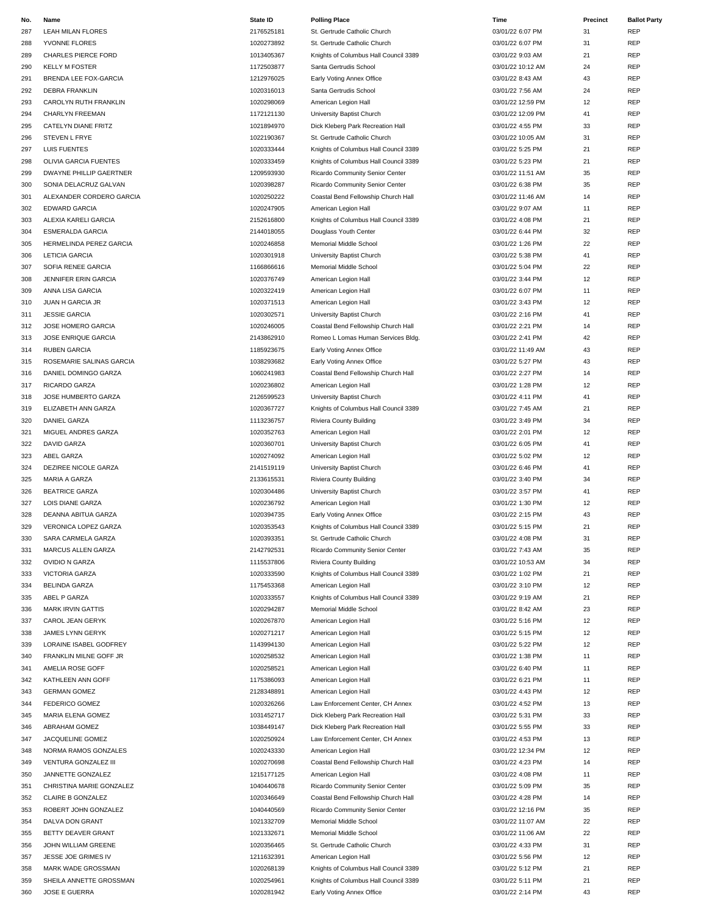| No. | Name | State ID | Polling Place | Time | Precinct | Ballot Party |
|---|---|---|---|---|---|---|
| 287 | LEAH MILAN FLORES | 2176525181 | St. Gertrude Catholic Church | 03/01/22 6:07 PM | 31 | REP |
| 288 | YVONNE FLORES | 1020273892 | St. Gertrude Catholic Church | 03/01/22 6:07 PM | 31 | REP |
| 289 | CHARLES PIERCE FORD | 1013405367 | Knights of Columbus Hall Council 3389 | 03/01/22 9:03 AM | 21 | REP |
| 290 | KELLY M FOSTER | 1172503877 | Santa Gertrudis School | 03/01/22 10:12 AM | 24 | REP |
| 291 | BRENDA LEE FOX-GARCIA | 1212976025 | Early Voting Annex Office | 03/01/22 8:43 AM | 43 | REP |
| 292 | DEBRA FRANKLIN | 1020316013 | Santa Gertrudis School | 03/01/22 7:56 AM | 24 | REP |
| 293 | CAROLYN RUTH FRANKLIN | 1020298069 | American Legion Hall | 03/01/22 12:59 PM | 12 | REP |
| 294 | CHARLYN FREEMAN | 1172121130 | University Baptist Church | 03/01/22 12:09 PM | 41 | REP |
| 295 | CATELYN DIANE FRITZ | 1021894970 | Dick Kleberg Park Recreation Hall | 03/01/22 4:55 PM | 33 | REP |
| 296 | STEVEN L FRYE | 1022190367 | St. Gertrude Catholic Church | 03/01/22 10:05 AM | 31 | REP |
| 297 | LUIS FUENTES | 1020333444 | Knights of Columbus Hall Council 3389 | 03/01/22 5:25 PM | 21 | REP |
| 298 | OLIVIA GARCIA FUENTES | 1020333459 | Knights of Columbus Hall Council 3389 | 03/01/22 5:23 PM | 21 | REP |
| 299 | DWAYNE PHILLIP GAERTNER | 1209593930 | Ricardo Community Senior Center | 03/01/22 11:51 AM | 35 | REP |
| 300 | SONIA DELACRUZ GALVAN | 1020398287 | Ricardo Community Senior Center | 03/01/22 6:38 PM | 35 | REP |
| 301 | ALEXANDER CORDERO GARCIA | 1020250222 | Coastal Bend Fellowship Church Hall | 03/01/22 11:46 AM | 14 | REP |
| 302 | EDWARD GARCIA | 1020247905 | American Legion Hall | 03/01/22 9:07 AM | 11 | REP |
| 303 | ALEXIA KARELI GARCIA | 2152616800 | Knights of Columbus Hall Council 3389 | 03/01/22 4:08 PM | 21 | REP |
| 304 | ESMERALDA GARCIA | 2144018055 | Douglass Youth Center | 03/01/22 6:44 PM | 32 | REP |
| 305 | HERMELINDA PEREZ GARCIA | 1020246858 | Memorial Middle School | 03/01/22 1:26 PM | 22 | REP |
| 306 | LETICIA GARCIA | 1020301918 | University Baptist Church | 03/01/22 5:38 PM | 41 | REP |
| 307 | SOFIA RENEE GARCIA | 1166866616 | Memorial Middle School | 03/01/22 5:04 PM | 22 | REP |
| 308 | JENNIFER ERIN GARCIA | 1020376749 | American Legion Hall | 03/01/22 3:44 PM | 12 | REP |
| 309 | ANNA LISA GARCIA | 1020322419 | American Legion Hall | 03/01/22 6:07 PM | 11 | REP |
| 310 | JUAN H GARCIA JR | 1020371513 | American Legion Hall | 03/01/22 3:43 PM | 12 | REP |
| 311 | JESSIE GARCIA | 1020302571 | University Baptist Church | 03/01/22 2:16 PM | 41 | REP |
| 312 | JOSE HOMERO GARCIA | 1020246005 | Coastal Bend Fellowship Church Hall | 03/01/22 2:21 PM | 14 | REP |
| 313 | JOSE ENRIQUE GARCIA | 2143862910 | Romeo L Lomas Human Services Bldg. | 03/01/22 2:41 PM | 42 | REP |
| 314 | RUBEN GARCIA | 1185923675 | Early Voting Annex Office | 03/01/22 11:49 AM | 43 | REP |
| 315 | ROSEMARIE SALINAS GARCIA | 1038293682 | Early Voting Annex Office | 03/01/22 5:27 PM | 43 | REP |
| 316 | DANIEL DOMINGO GARZA | 1060241983 | Coastal Bend Fellowship Church Hall | 03/01/22 2:27 PM | 14 | REP |
| 317 | RICARDO GARZA | 1020236802 | American Legion Hall | 03/01/22 1:28 PM | 12 | REP |
| 318 | JOSE HUMBERTO GARZA | 2126599523 | University Baptist Church | 03/01/22 4:11 PM | 41 | REP |
| 319 | ELIZABETH ANN GARZA | 1020367727 | Knights of Columbus Hall Council 3389 | 03/01/22 7:45 AM | 21 | REP |
| 320 | DANIEL GARZA | 1113236757 | Riviera County Building | 03/01/22 3:49 PM | 34 | REP |
| 321 | MIGUEL ANDRES GARZA | 1020352763 | American Legion Hall | 03/01/22 2:01 PM | 12 | REP |
| 322 | DAVID GARZA | 1020360701 | University Baptist Church | 03/01/22 6:05 PM | 41 | REP |
| 323 | ABEL GARZA | 1020274092 | American Legion Hall | 03/01/22 5:02 PM | 12 | REP |
| 324 | DEZIREE NICOLE GARZA | 2141519119 | University Baptist Church | 03/01/22 6:46 PM | 41 | REP |
| 325 | MARIA A GARZA | 2133615531 | Riviera County Building | 03/01/22 3:40 PM | 34 | REP |
| 326 | BEATRICE GARZA | 1020304486 | University Baptist Church | 03/01/22 3:57 PM | 41 | REP |
| 327 | LOIS DIANE GARZA | 1020236792 | American Legion Hall | 03/01/22 1:30 PM | 12 | REP |
| 328 | DEANNA ABITUA GARZA | 1020394735 | Early Voting Annex Office | 03/01/22 2:15 PM | 43 | REP |
| 329 | VERONICA LOPEZ GARZA | 1020353543 | Knights of Columbus Hall Council 3389 | 03/01/22 5:15 PM | 21 | REP |
| 330 | SARA CARMELA GARZA | 1020393351 | St. Gertrude Catholic Church | 03/01/22 4:08 PM | 31 | REP |
| 331 | MARCUS ALLEN GARZA | 2142792531 | Ricardo Community Senior Center | 03/01/22 7:43 AM | 35 | REP |
| 332 | OVIDIO N GARZA | 1115537806 | Riviera County Building | 03/01/22 10:53 AM | 34 | REP |
| 333 | VICTORIA GARZA | 1020333590 | Knights of Columbus Hall Council 3389 | 03/01/22 1:02 PM | 21 | REP |
| 334 | BELINDA GARZA | 1175453368 | American Legion Hall | 03/01/22 3:10 PM | 12 | REP |
| 335 | ABEL P GARZA | 1020333557 | Knights of Columbus Hall Council 3389 | 03/01/22 9:19 AM | 21 | REP |
| 336 | MARK IRVIN GATTIS | 1020294287 | Memorial Middle School | 03/01/22 8:42 AM | 23 | REP |
| 337 | CAROL JEAN GERYK | 1020267870 | American Legion Hall | 03/01/22 5:16 PM | 12 | REP |
| 338 | JAMES LYNN GERYK | 1020271217 | American Legion Hall | 03/01/22 5:15 PM | 12 | REP |
| 339 | LORAINE ISABEL GODFREY | 1143994130 | American Legion Hall | 03/01/22 5:22 PM | 12 | REP |
| 340 | FRANKLIN MILNE GOFF JR | 1020258532 | American Legion Hall | 03/01/22 1:38 PM | 11 | REP |
| 341 | AMELIA ROSE GOFF | 1020258521 | American Legion Hall | 03/01/22 6:40 PM | 11 | REP |
| 342 | KATHLEEN ANN GOFF | 1175386093 | American Legion Hall | 03/01/22 6:21 PM | 11 | REP |
| 343 | GERMAN GOMEZ | 2128348891 | American Legion Hall | 03/01/22 4:43 PM | 12 | REP |
| 344 | FEDERICO GOMEZ | 1020326266 | Law Enforcement Center, CH Annex | 03/01/22 4:52 PM | 13 | REP |
| 345 | MARIA ELENA GOMEZ | 1031452717 | Dick Kleberg Park Recreation Hall | 03/01/22 5:31 PM | 33 | REP |
| 346 | ABRAHAM GOMEZ | 1038449147 | Dick Kleberg Park Recreation Hall | 03/01/22 5:55 PM | 33 | REP |
| 347 | JACQUELINE GOMEZ | 1020250924 | Law Enforcement Center, CH Annex | 03/01/22 4:53 PM | 13 | REP |
| 348 | NORMA RAMOS GONZALES | 1020243330 | American Legion Hall | 03/01/22 12:34 PM | 12 | REP |
| 349 | VENTURA GONZALEZ III | 1020270698 | Coastal Bend Fellowship Church Hall | 03/01/22 4:23 PM | 14 | REP |
| 350 | JANNETTE GONZALEZ | 1215177125 | American Legion Hall | 03/01/22 4:08 PM | 11 | REP |
| 351 | CHRISTINA MARIE GONZALEZ | 1040440678 | Ricardo Community Senior Center | 03/01/22 5:09 PM | 35 | REP |
| 352 | CLAIRE B GONZALEZ | 1020346649 | Coastal Bend Fellowship Church Hall | 03/01/22 4:28 PM | 14 | REP |
| 353 | ROBERT JOHN GONZALEZ | 1040440569 | Ricardo Community Senior Center | 03/01/22 12:16 PM | 35 | REP |
| 354 | DALVA DON GRANT | 1021332709 | Memorial Middle School | 03/01/22 11:07 AM | 22 | REP |
| 355 | BETTY DEAVER GRANT | 1021332671 | Memorial Middle School | 03/01/22 11:06 AM | 22 | REP |
| 356 | JOHN WILLIAM GREENE | 1020356465 | St. Gertrude Catholic Church | 03/01/22 4:33 PM | 31 | REP |
| 357 | JESSE JOE GRIMES IV | 1211632391 | American Legion Hall | 03/01/22 5:56 PM | 12 | REP |
| 358 | MARK WADE GROSSMAN | 1020268139 | Knights of Columbus Hall Council 3389 | 03/01/22 5:12 PM | 21 | REP |
| 359 | SHEILA ANNETTE GROSSMAN | 1020254961 | Knights of Columbus Hall Council 3389 | 03/01/22 5:11 PM | 21 | REP |
| 360 | JOSE E GUERRA | 1020281942 | Early Voting Annex Office | 03/01/22 2:14 PM | 43 | REP |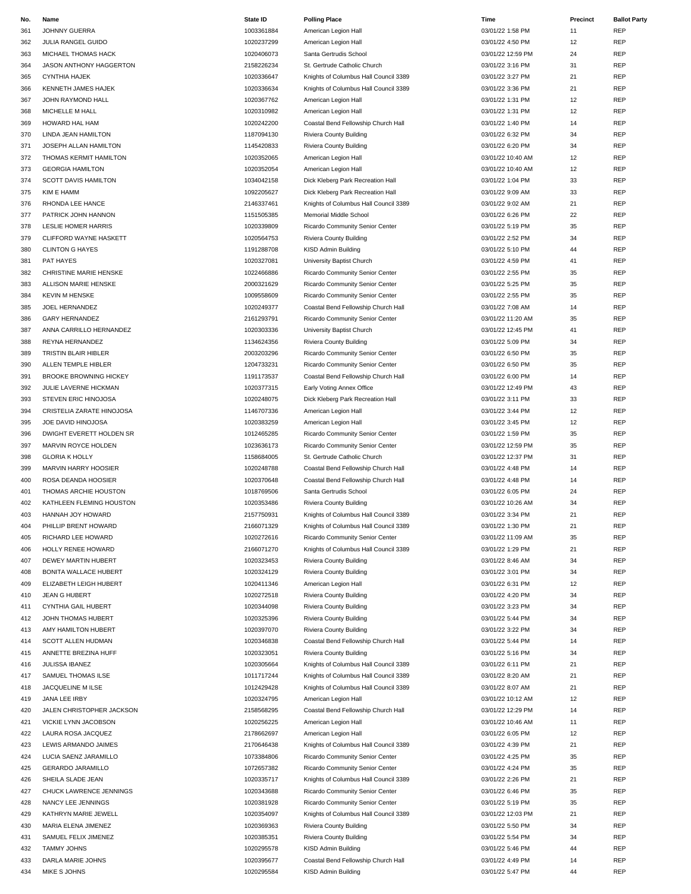| No. | Name | State ID | Polling Place | Time | Precinct | Ballot Party |
|---|---|---|---|---|---|---|
| 361 | JOHNNY GUERRA | 1003361884 | American Legion Hall | 03/01/22 1:58 PM | 11 | REP |
| 362 | JULIA RANGEL GUIDO | 1020237299 | American Legion Hall | 03/01/22 4:50 PM | 12 | REP |
| 363 | MICHAEL THOMAS HACK | 1020406073 | Santa Gertrudis School | 03/01/22 12:59 PM | 24 | REP |
| 364 | JASON ANTHONY HAGGERTON | 2158226234 | St. Gertrude Catholic Church | 03/01/22 3:16 PM | 31 | REP |
| 365 | CYNTHIA HAJEK | 1020336647 | Knights of Columbus Hall Council 3389 | 03/01/22 3:27 PM | 21 | REP |
| 366 | KENNETH JAMES HAJEK | 1020336634 | Knights of Columbus Hall Council 3389 | 03/01/22 3:36 PM | 21 | REP |
| 367 | JOHN RAYMOND HALL | 1020367762 | American Legion Hall | 03/01/22 1:31 PM | 12 | REP |
| 368 | MICHELLE M HALL | 1020310982 | American Legion Hall | 03/01/22 1:31 PM | 12 | REP |
| 369 | HOWARD HAL HAM | 1020242200 | Coastal Bend Fellowship Church Hall | 03/01/22 1:40 PM | 14 | REP |
| 370 | LINDA JEAN HAMILTON | 1187094130 | Riviera County Building | 03/01/22 6:32 PM | 34 | REP |
| 371 | JOSEPH ALLAN HAMILTON | 1145420833 | Riviera County Building | 03/01/22 6:20 PM | 34 | REP |
| 372 | THOMAS KERMIT HAMILTON | 1020352065 | American Legion Hall | 03/01/22 10:40 AM | 12 | REP |
| 373 | GEORGIA HAMILTON | 1020352054 | American Legion Hall | 03/01/22 10:40 AM | 12 | REP |
| 374 | SCOTT DAVIS HAMILTON | 1034042158 | Dick Kleberg Park Recreation Hall | 03/01/22 1:04 PM | 33 | REP |
| 375 | KIM E HAMM | 1092205627 | Dick Kleberg Park Recreation Hall | 03/01/22 9:09 AM | 33 | REP |
| 376 | RHONDA LEE HANCE | 2146337461 | Knights of Columbus Hall Council 3389 | 03/01/22 9:02 AM | 21 | REP |
| 377 | PATRICK JOHN HANNON | 1151505385 | Memorial Middle School | 03/01/22 6:26 PM | 22 | REP |
| 378 | LESLIE HOMER HARRIS | 1020339809 | Ricardo Community Senior Center | 03/01/22 5:19 PM | 35 | REP |
| 379 | CLIFFORD WAYNE HASKETT | 1020564753 | Riviera County Building | 03/01/22 2:52 PM | 34 | REP |
| 380 | CLINTON G HAYES | 1191288708 | KISD Admin Building | 03/01/22 5:10 PM | 44 | REP |
| 381 | PAT HAYES | 1020327081 | University Baptist Church | 03/01/22 4:59 PM | 41 | REP |
| 382 | CHRISTINE MARIE HENSKE | 1022466886 | Ricardo Community Senior Center | 03/01/22 2:55 PM | 35 | REP |
| 383 | ALLISON MARIE HENSKE | 2000321629 | Ricardo Community Senior Center | 03/01/22 5:25 PM | 35 | REP |
| 384 | KEVIN M HENSKE | 1009558609 | Ricardo Community Senior Center | 03/01/22 2:55 PM | 35 | REP |
| 385 | JOEL HERNANDEZ | 1020249377 | Coastal Bend Fellowship Church Hall | 03/01/22 7:08 AM | 14 | REP |
| 386 | GARY HERNANDEZ | 2161293791 | Ricardo Community Senior Center | 03/01/22 11:20 AM | 35 | REP |
| 387 | ANNA CARRILLO HERNANDEZ | 1020303336 | University Baptist Church | 03/01/22 12:45 PM | 41 | REP |
| 388 | REYNA HERNANDEZ | 1134624356 | Riviera County Building | 03/01/22 5:09 PM | 34 | REP |
| 389 | TRISTIN BLAIR HIBLER | 2003203296 | Ricardo Community Senior Center | 03/01/22 6:50 PM | 35 | REP |
| 390 | ALLEN TEMPLE HIBLER | 1204733231 | Ricardo Community Senior Center | 03/01/22 6:50 PM | 35 | REP |
| 391 | BROOKE BROWNING HICKEY | 1191173537 | Coastal Bend Fellowship Church Hall | 03/01/22 6:00 PM | 14 | REP |
| 392 | JULIE LAVERNE HICKMAN | 1020377315 | Early Voting Annex Office | 03/01/22 12:49 PM | 43 | REP |
| 393 | STEVEN ERIC HINOJOSA | 1020248075 | Dick Kleberg Park Recreation Hall | 03/01/22 3:11 PM | 33 | REP |
| 394 | CRISTELIA ZARATE HINOJOSA | 1146707336 | American Legion Hall | 03/01/22 3:44 PM | 12 | REP |
| 395 | JOE DAVID HINOJOSA | 1020383259 | American Legion Hall | 03/01/22 3:45 PM | 12 | REP |
| 396 | DWIGHT EVERETT HOLDEN SR | 1012465285 | Ricardo Community Senior Center | 03/01/22 1:59 PM | 35 | REP |
| 397 | MARVIN ROYCE HOLDEN | 1023636173 | Ricardo Community Senior Center | 03/01/22 12:59 PM | 35 | REP |
| 398 | GLORIA K HOLLY | 1158684005 | St. Gertrude Catholic Church | 03/01/22 12:37 PM | 31 | REP |
| 399 | MARVIN HARRY HOOSIER | 1020248788 | Coastal Bend Fellowship Church Hall | 03/01/22 4:48 PM | 14 | REP |
| 400 | ROSA DEANDA HOOSIER | 1020370648 | Coastal Bend Fellowship Church Hall | 03/01/22 4:48 PM | 14 | REP |
| 401 | THOMAS ARCHIE HOUSTON | 1018769506 | Santa Gertrudis School | 03/01/22 6:05 PM | 24 | REP |
| 402 | KATHLEEN FLEMING HOUSTON | 1020353486 | Riviera County Building | 03/01/22 10:26 AM | 34 | REP |
| 403 | HANNAH JOY HOWARD | 2157750931 | Knights of Columbus Hall Council 3389 | 03/01/22 3:34 PM | 21 | REP |
| 404 | PHILLIP BRENT HOWARD | 2166071329 | Knights of Columbus Hall Council 3389 | 03/01/22 1:30 PM | 21 | REP |
| 405 | RICHARD LEE HOWARD | 1020272616 | Ricardo Community Senior Center | 03/01/22 11:09 AM | 35 | REP |
| 406 | HOLLY RENEE HOWARD | 2166071270 | Knights of Columbus Hall Council 3389 | 03/01/22 1:29 PM | 21 | REP |
| 407 | DEWEY MARTIN HUBERT | 1020323453 | Riviera County Building | 03/01/22 8:46 AM | 34 | REP |
| 408 | BONITA WALLACE HUBERT | 1020324129 | Riviera County Building | 03/01/22 3:01 PM | 34 | REP |
| 409 | ELIZABETH LEIGH HUBERT | 1020411346 | American Legion Hall | 03/01/22 6:31 PM | 12 | REP |
| 410 | JEAN G HUBERT | 1020272518 | Riviera County Building | 03/01/22 4:20 PM | 34 | REP |
| 411 | CYNTHIA GAIL HUBERT | 1020344098 | Riviera County Building | 03/01/22 3:23 PM | 34 | REP |
| 412 | JOHN THOMAS HUBERT | 1020325396 | Riviera County Building | 03/01/22 5:44 PM | 34 | REP |
| 413 | AMY HAMILTON HUBERT | 1020397070 | Riviera County Building | 03/01/22 3:22 PM | 34 | REP |
| 414 | SCOTT ALLEN HUDMAN | 1020346838 | Coastal Bend Fellowship Church Hall | 03/01/22 5:44 PM | 14 | REP |
| 415 | ANNETTE BREZINA HUFF | 1020323051 | Riviera County Building | 03/01/22 5:16 PM | 34 | REP |
| 416 | JULISSA IBANEZ | 1020305664 | Knights of Columbus Hall Council 3389 | 03/01/22 6:11 PM | 21 | REP |
| 417 | SAMUEL THOMAS ILSE | 1011717244 | Knights of Columbus Hall Council 3389 | 03/01/22 8:20 AM | 21 | REP |
| 418 | JACQUELINE M ILSE | 1012429428 | Knights of Columbus Hall Council 3389 | 03/01/22 8:07 AM | 21 | REP |
| 419 | JANA LEE IRBY | 1020324795 | American Legion Hall | 03/01/22 10:12 AM | 12 | REP |
| 420 | JALEN CHRISTOPHER JACKSON | 2158568295 | Coastal Bend Fellowship Church Hall | 03/01/22 12:29 PM | 14 | REP |
| 421 | VICKIE LYNN JACOBSON | 1020256225 | American Legion Hall | 03/01/22 10:46 AM | 11 | REP |
| 422 | LAURA ROSA JACQUEZ | 2178662697 | American Legion Hall | 03/01/22 6:05 PM | 12 | REP |
| 423 | LEWIS ARMANDO JAIMES | 2170646438 | Knights of Columbus Hall Council 3389 | 03/01/22 4:39 PM | 21 | REP |
| 424 | LUCIA SAENZ JARAMILLO | 1073384806 | Ricardo Community Senior Center | 03/01/22 4:25 PM | 35 | REP |
| 425 | GERARDO JARAMILLO | 1072657382 | Ricardo Community Senior Center | 03/01/22 4:24 PM | 35 | REP |
| 426 | SHEILA SLADE JEAN | 1020335717 | Knights of Columbus Hall Council 3389 | 03/01/22 2:26 PM | 21 | REP |
| 427 | CHUCK LAWRENCE JENNINGS | 1020343688 | Ricardo Community Senior Center | 03/01/22 6:46 PM | 35 | REP |
| 428 | NANCY LEE JENNINGS | 1020381928 | Ricardo Community Senior Center | 03/01/22 5:19 PM | 35 | REP |
| 429 | KATHRYN MARIE JEWELL | 1020354097 | Knights of Columbus Hall Council 3389 | 03/01/22 12:03 PM | 21 | REP |
| 430 | MARIA ELENA JIMENEZ | 1020369363 | Riviera County Building | 03/01/22 5:50 PM | 34 | REP |
| 431 | SAMUEL FELIX JIMENEZ | 1020385351 | Riviera County Building | 03/01/22 5:54 PM | 34 | REP |
| 432 | TAMMY JOHNS | 1020295578 | KISD Admin Building | 03/01/22 5:46 PM | 44 | REP |
| 433 | DARLA MARIE JOHNS | 1020395677 | Coastal Bend Fellowship Church Hall | 03/01/22 4:49 PM | 14 | REP |
| 434 | MIKE S JOHNS | 1020295584 | KISD Admin Building | 03/01/22 5:47 PM | 44 | REP |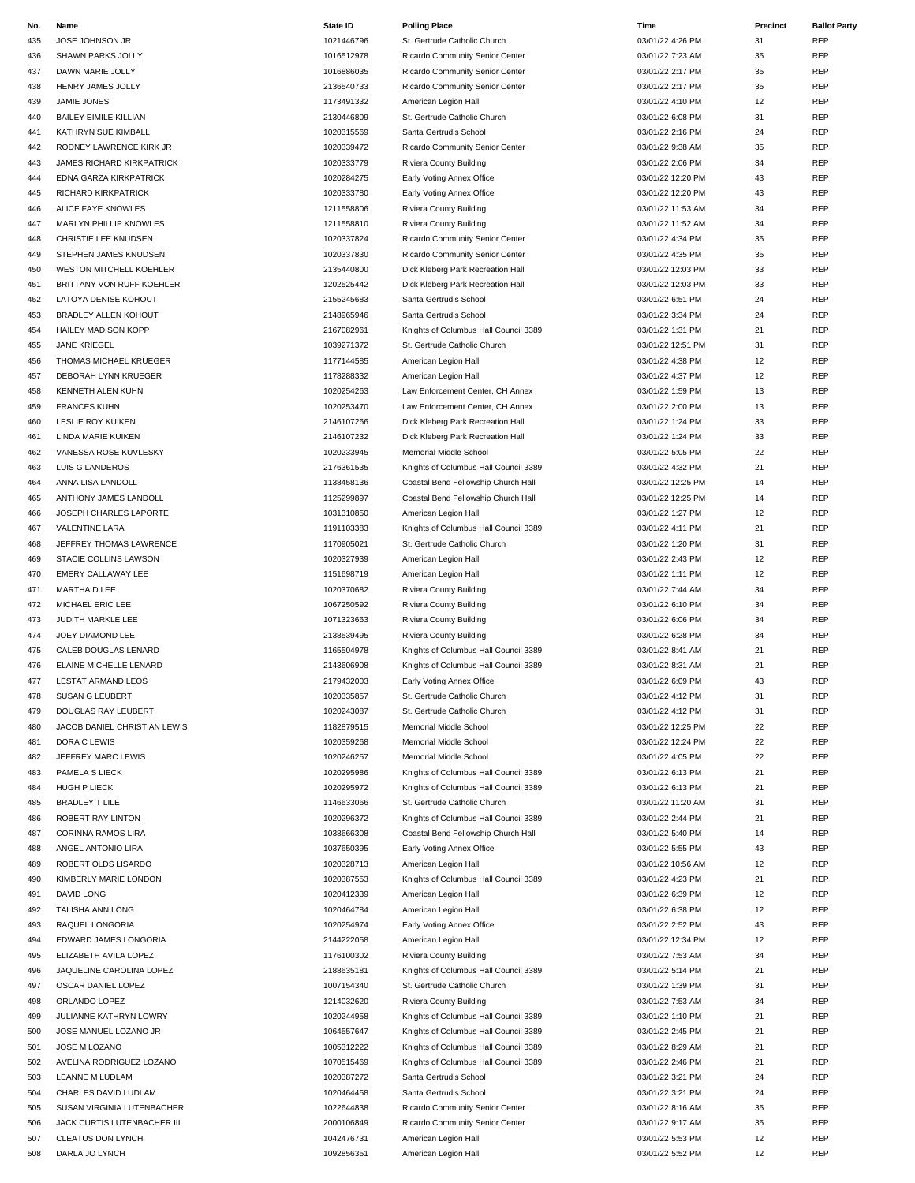| No. | Name | State ID | Polling Place | Time | Precinct | Ballot Party |
|---|---|---|---|---|---|---|
| 435 | JOSE JOHNSON JR | 1021446796 | St. Gertrude Catholic Church | 03/01/22 4:26 PM | 31 | REP |
| 436 | SHAWN PARKS JOLLY | 1016512978 | Ricardo Community Senior Center | 03/01/22 7:23 AM | 35 | REP |
| 437 | DAWN MARIE JOLLY | 1016886035 | Ricardo Community Senior Center | 03/01/22 2:17 PM | 35 | REP |
| 438 | HENRY JAMES JOLLY | 2136540733 | Ricardo Community Senior Center | 03/01/22 2:17 PM | 35 | REP |
| 439 | JAMIE JONES | 1173491332 | American Legion Hall | 03/01/22 4:10 PM | 12 | REP |
| 440 | BAILEY EIMILE KILLIAN | 2130446809 | St. Gertrude Catholic Church | 03/01/22 6:08 PM | 31 | REP |
| 441 | KATHRYN SUE KIMBALL | 1020315569 | Santa Gertrudis School | 03/01/22 2:16 PM | 24 | REP |
| 442 | RODNEY LAWRENCE KIRK JR | 1020339472 | Ricardo Community Senior Center | 03/01/22 9:38 AM | 35 | REP |
| 443 | JAMES RICHARD KIRKPATRICK | 1020333779 | Riviera County Building | 03/01/22 2:06 PM | 34 | REP |
| 444 | EDNA GARZA KIRKPATRICK | 1020284275 | Early Voting Annex Office | 03/01/22 12:20 PM | 43 | REP |
| 445 | RICHARD KIRKPATRICK | 1020333780 | Early Voting Annex Office | 03/01/22 12:20 PM | 43 | REP |
| 446 | ALICE FAYE KNOWLES | 1211558806 | Riviera County Building | 03/01/22 11:53 AM | 34 | REP |
| 447 | MARLYN PHILLIP KNOWLES | 1211558810 | Riviera County Building | 03/01/22 11:52 AM | 34 | REP |
| 448 | CHRISTIE LEE KNUDSEN | 1020337824 | Ricardo Community Senior Center | 03/01/22 4:34 PM | 35 | REP |
| 449 | STEPHEN JAMES KNUDSEN | 1020337830 | Ricardo Community Senior Center | 03/01/22 4:35 PM | 35 | REP |
| 450 | WESTON MITCHELL KOEHLER | 2135440800 | Dick Kleberg Park Recreation Hall | 03/01/22 12:03 PM | 33 | REP |
| 451 | BRITTANY VON RUFF KOEHLER | 1202525442 | Dick Kleberg Park Recreation Hall | 03/01/22 12:03 PM | 33 | REP |
| 452 | LATOYA DENISE KOHOUT | 2155245683 | Santa Gertrudis School | 03/01/22 6:51 PM | 24 | REP |
| 453 | BRADLEY ALLEN KOHOUT | 2148965946 | Santa Gertrudis School | 03/01/22 3:34 PM | 24 | REP |
| 454 | HAILEY MADISON KOPP | 2167082961 | Knights of Columbus Hall Council 3389 | 03/01/22 1:31 PM | 21 | REP |
| 455 | JANE KRIEGEL | 1039271372 | St. Gertrude Catholic Church | 03/01/22 12:51 PM | 31 | REP |
| 456 | THOMAS MICHAEL KRUEGER | 1177144585 | American Legion Hall | 03/01/22 4:38 PM | 12 | REP |
| 457 | DEBORAH LYNN KRUEGER | 1178288332 | American Legion Hall | 03/01/22 4:37 PM | 12 | REP |
| 458 | KENNETH ALEN KUHN | 1020254263 | Law Enforcement Center, CH Annex | 03/01/22 1:59 PM | 13 | REP |
| 459 | FRANCES KUHN | 1020253470 | Law Enforcement Center, CH Annex | 03/01/22 2:00 PM | 13 | REP |
| 460 | LESLIE ROY KUIKEN | 2146107266 | Dick Kleberg Park Recreation Hall | 03/01/22 1:24 PM | 33 | REP |
| 461 | LINDA MARIE KUIKEN | 2146107232 | Dick Kleberg Park Recreation Hall | 03/01/22 1:24 PM | 33 | REP |
| 462 | VANESSA ROSE KUVLESKY | 1020233945 | Memorial Middle School | 03/01/22 5:05 PM | 22 | REP |
| 463 | LUIS G LANDEROS | 2176361535 | Knights of Columbus Hall Council 3389 | 03/01/22 4:32 PM | 21 | REP |
| 464 | ANNA LISA LANDOLL | 1138458136 | Coastal Bend Fellowship Church Hall | 03/01/22 12:25 PM | 14 | REP |
| 465 | ANTHONY JAMES LANDOLL | 1125299897 | Coastal Bend Fellowship Church Hall | 03/01/22 12:25 PM | 14 | REP |
| 466 | JOSEPH CHARLES LAPORTE | 1031310850 | American Legion Hall | 03/01/22 1:27 PM | 12 | REP |
| 467 | VALENTINE LARA | 1191103383 | Knights of Columbus Hall Council 3389 | 03/01/22 4:11 PM | 21 | REP |
| 468 | JEFFREY THOMAS LAWRENCE | 1170905021 | St. Gertrude Catholic Church | 03/01/22 1:20 PM | 31 | REP |
| 469 | STACIE COLLINS LAWSON | 1020327939 | American Legion Hall | 03/01/22 2:43 PM | 12 | REP |
| 470 | EMERY CALLAWAY LEE | 1151698719 | American Legion Hall | 03/01/22 1:11 PM | 12 | REP |
| 471 | MARTHA D LEE | 1020370682 | Riviera County Building | 03/01/22 7:44 AM | 34 | REP |
| 472 | MICHAEL ERIC LEE | 1067250592 | Riviera County Building | 03/01/22 6:10 PM | 34 | REP |
| 473 | JUDITH MARKLE LEE | 1071323663 | Riviera County Building | 03/01/22 6:06 PM | 34 | REP |
| 474 | JOEY DIAMOND LEE | 2138539495 | Riviera County Building | 03/01/22 6:28 PM | 34 | REP |
| 475 | CALEB DOUGLAS LENARD | 1165504978 | Knights of Columbus Hall Council 3389 | 03/01/22 8:41 AM | 21 | REP |
| 476 | ELAINE MICHELLE LENARD | 2143606908 | Knights of Columbus Hall Council 3389 | 03/01/22 8:31 AM | 21 | REP |
| 477 | LESTAT ARMAND LEOS | 2179432003 | Early Voting Annex Office | 03/01/22 6:09 PM | 43 | REP |
| 478 | SUSAN G LEUBERT | 1020335857 | St. Gertrude Catholic Church | 03/01/22 4:12 PM | 31 | REP |
| 479 | DOUGLAS RAY LEUBERT | 1020243087 | St. Gertrude Catholic Church | 03/01/22 4:12 PM | 31 | REP |
| 480 | JACOB DANIEL CHRISTIAN LEWIS | 1182879515 | Memorial Middle School | 03/01/22 12:25 PM | 22 | REP |
| 481 | DORA C LEWIS | 1020359268 | Memorial Middle School | 03/01/22 12:24 PM | 22 | REP |
| 482 | JEFFREY MARC LEWIS | 1020246257 | Memorial Middle School | 03/01/22 4:05 PM | 22 | REP |
| 483 | PAMELA S LIECK | 1020295986 | Knights of Columbus Hall Council 3389 | 03/01/22 6:13 PM | 21 | REP |
| 484 | HUGH P LIECK | 1020295972 | Knights of Columbus Hall Council 3389 | 03/01/22 6:13 PM | 21 | REP |
| 485 | BRADLEY T LILE | 1146633066 | St. Gertrude Catholic Church | 03/01/22 11:20 AM | 31 | REP |
| 486 | ROBERT RAY LINTON | 1020296372 | Knights of Columbus Hall Council 3389 | 03/01/22 2:44 PM | 21 | REP |
| 487 | CORINNA RAMOS LIRA | 1038666308 | Coastal Bend Fellowship Church Hall | 03/01/22 5:40 PM | 14 | REP |
| 488 | ANGEL ANTONIO LIRA | 1037650395 | Early Voting Annex Office | 03/01/22 5:55 PM | 43 | REP |
| 489 | ROBERT OLDS LISARDO | 1020328713 | American Legion Hall | 03/01/22 10:56 AM | 12 | REP |
| 490 | KIMBERLY MARIE LONDON | 1020387553 | Knights of Columbus Hall Council 3389 | 03/01/22 4:23 PM | 21 | REP |
| 491 | DAVID LONG | 1020412339 | American Legion Hall | 03/01/22 6:39 PM | 12 | REP |
| 492 | TALISHA ANN LONG | 1020464784 | American Legion Hall | 03/01/22 6:38 PM | 12 | REP |
| 493 | RAQUEL LONGORIA | 1020254974 | Early Voting Annex Office | 03/01/22 2:52 PM | 43 | REP |
| 494 | EDWARD JAMES LONGORIA | 2144222058 | American Legion Hall | 03/01/22 12:34 PM | 12 | REP |
| 495 | ELIZABETH AVILA LOPEZ | 1176100302 | Riviera County Building | 03/01/22 7:53 AM | 34 | REP |
| 496 | JAQUELINE CAROLINA LOPEZ | 2188635181 | Knights of Columbus Hall Council 3389 | 03/01/22 5:14 PM | 21 | REP |
| 497 | OSCAR DANIEL LOPEZ | 1007154340 | St. Gertrude Catholic Church | 03/01/22 1:39 PM | 31 | REP |
| 498 | ORLANDO LOPEZ | 1214032620 | Riviera County Building | 03/01/22 7:53 AM | 34 | REP |
| 499 | JULIANNE KATHRYN LOWRY | 1020244958 | Knights of Columbus Hall Council 3389 | 03/01/22 1:10 PM | 21 | REP |
| 500 | JOSE MANUEL LOZANO JR | 1064557647 | Knights of Columbus Hall Council 3389 | 03/01/22 2:45 PM | 21 | REP |
| 501 | JOSE M LOZANO | 1005312222 | Knights of Columbus Hall Council 3389 | 03/01/22 8:29 AM | 21 | REP |
| 502 | AVELINA RODRIGUEZ LOZANO | 1070515469 | Knights of Columbus Hall Council 3389 | 03/01/22 2:46 PM | 21 | REP |
| 503 | LEANNE M LUDLAM | 1020387272 | Santa Gertrudis School | 03/01/22 3:21 PM | 24 | REP |
| 504 | CHARLES DAVID LUDLAM | 1020464458 | Santa Gertrudis School | 03/01/22 3:21 PM | 24 | REP |
| 505 | SUSAN VIRGINIA LUTENBACHER | 1022644838 | Ricardo Community Senior Center | 03/01/22 8:16 AM | 35 | REP |
| 506 | JACK CURTIS LUTENBACHER III | 2000106849 | Ricardo Community Senior Center | 03/01/22 9:17 AM | 35 | REP |
| 507 | CLEATUS DON LYNCH | 1042476731 | American Legion Hall | 03/01/22 5:53 PM | 12 | REP |
| 508 | DARLA JO LYNCH | 1092856351 | American Legion Hall | 03/01/22 5:52 PM | 12 | REP |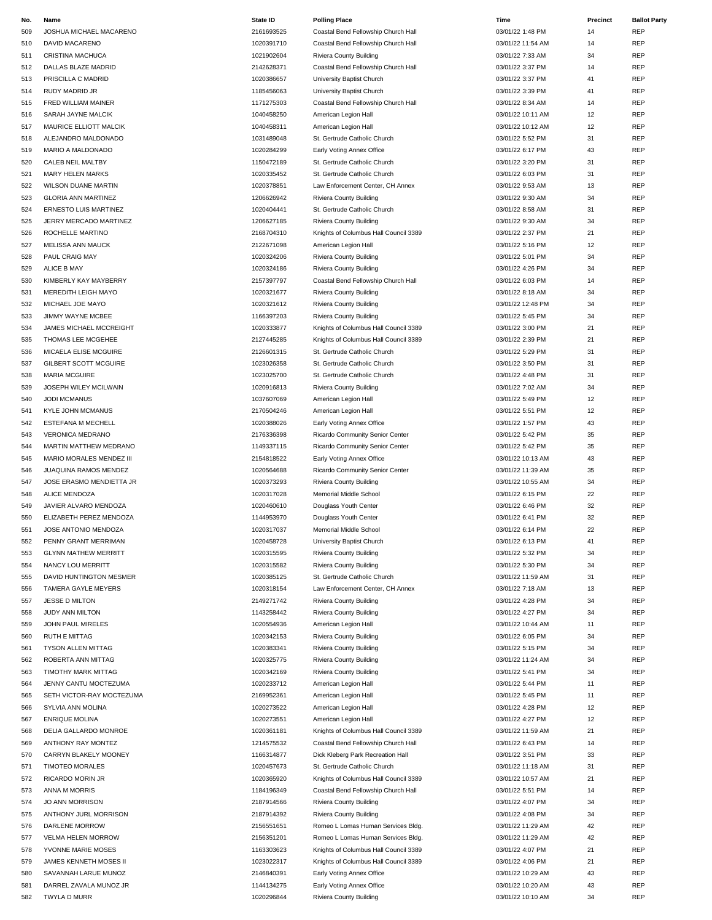| No. | Name | State ID | Polling Place | Time | Precinct | Ballot Party |
|---|---|---|---|---|---|---|
| 509 | JOSHUA MICHAEL MACARENO | 2161693525 | Coastal Bend Fellowship Church Hall | 03/01/22 1:48 PM | 14 | REP |
| 510 | DAVID MACARENO | 1020391710 | Coastal Bend Fellowship Church Hall | 03/01/22 11:54 AM | 14 | REP |
| 511 | CRISTINA MACHUCA | 1021902604 | Riviera County Building | 03/01/22 7:33 AM | 34 | REP |
| 512 | DALLAS BLAZE MADRID | 2142628371 | Coastal Bend Fellowship Church Hall | 03/01/22 3:37 PM | 14 | REP |
| 513 | PRISCILLA C MADRID | 1020386657 | University Baptist Church | 03/01/22 3:37 PM | 41 | REP |
| 514 | RUDY MADRID JR | 1185456063 | University Baptist Church | 03/01/22 3:39 PM | 41 | REP |
| 515 | FRED WILLIAM MAINER | 1171275303 | Coastal Bend Fellowship Church Hall | 03/01/22 8:34 AM | 14 | REP |
| 516 | SARAH JAYNE MALCIK | 1040458250 | American Legion Hall | 03/01/22 10:11 AM | 12 | REP |
| 517 | MAURICE ELLIOTT MALCIK | 1040458311 | American Legion Hall | 03/01/22 10:12 AM | 12 | REP |
| 518 | ALEJANDRO MALDONADO | 1031489048 | St. Gertrude Catholic Church | 03/01/22 5:52 PM | 31 | REP |
| 519 | MARIO A MALDONADO | 1020284299 | Early Voting Annex Office | 03/01/22 6:17 PM | 43 | REP |
| 520 | CALEB NEIL MALTBY | 1150472189 | St. Gertrude Catholic Church | 03/01/22 3:20 PM | 31 | REP |
| 521 | MARY HELEN MARKS | 1020335452 | St. Gertrude Catholic Church | 03/01/22 6:03 PM | 31 | REP |
| 522 | WILSON DUANE MARTIN | 1020378851 | Law Enforcement Center, CH Annex | 03/01/22 9:53 AM | 13 | REP |
| 523 | GLORIA ANN MARTINEZ | 1206626942 | Riviera County Building | 03/01/22 9:30 AM | 34 | REP |
| 524 | ERNESTO LUIS MARTINEZ | 1020404441 | St. Gertrude Catholic Church | 03/01/22 8:58 AM | 31 | REP |
| 525 | JERRY MERCADO MARTINEZ | 1206627185 | Riviera County Building | 03/01/22 9:30 AM | 34 | REP |
| 526 | ROCHELLE MARTINO | 2168704310 | Knights of Columbus Hall Council 3389 | 03/01/22 2:37 PM | 21 | REP |
| 527 | MELISSA ANN MAUCK | 2122671098 | American Legion Hall | 03/01/22 5:16 PM | 12 | REP |
| 528 | PAUL CRAIG MAY | 1020324206 | Riviera County Building | 03/01/22 5:01 PM | 34 | REP |
| 529 | ALICE B MAY | 1020324186 | Riviera County Building | 03/01/22 4:26 PM | 34 | REP |
| 530 | KIMBERLY KAY MAYBERRY | 2157397797 | Coastal Bend Fellowship Church Hall | 03/01/22 6:03 PM | 14 | REP |
| 531 | MEREDITH LEIGH MAYO | 1020321677 | Riviera County Building | 03/01/22 8:18 AM | 34 | REP |
| 532 | MICHAEL JOE MAYO | 1020321612 | Riviera County Building | 03/01/22 12:48 PM | 34 | REP |
| 533 | JIMMY WAYNE MCBEE | 1166397203 | Riviera County Building | 03/01/22 5:45 PM | 34 | REP |
| 534 | JAMES MICHAEL MCCREIGHT | 1020333877 | Knights of Columbus Hall Council 3389 | 03/01/22 3:00 PM | 21 | REP |
| 535 | THOMAS LEE MCGEHEE | 2127445285 | Knights of Columbus Hall Council 3389 | 03/01/22 2:39 PM | 21 | REP |
| 536 | MICAELA ELISE MCGUIRE | 2126601315 | St. Gertrude Catholic Church | 03/01/22 5:29 PM | 31 | REP |
| 537 | GILBERT SCOTT MCGUIRE | 1023026358 | St. Gertrude Catholic Church | 03/01/22 3:50 PM | 31 | REP |
| 538 | MARIA MCGUIRE | 1023025700 | St. Gertrude Catholic Church | 03/01/22 4:48 PM | 31 | REP |
| 539 | JOSEPH WILEY MCILWAIN | 1020916813 | Riviera County Building | 03/01/22 7:02 AM | 34 | REP |
| 540 | JODI MCMANUS | 1037607069 | American Legion Hall | 03/01/22 5:49 PM | 12 | REP |
| 541 | KYLE JOHN MCMANUS | 2170504246 | American Legion Hall | 03/01/22 5:51 PM | 12 | REP |
| 542 | ESTEFANA M MECHELL | 1020388026 | Early Voting Annex Office | 03/01/22 1:57 PM | 43 | REP |
| 543 | VERONICA MEDRANO | 2176336398 | Ricardo Community Senior Center | 03/01/22 5:42 PM | 35 | REP |
| 544 | MARTIN MATTHEW MEDRANO | 1149337115 | Ricardo Community Senior Center | 03/01/22 5:42 PM | 35 | REP |
| 545 | MARIO MORALES MENDEZ III | 2154818522 | Early Voting Annex Office | 03/01/22 10:13 AM | 43 | REP |
| 546 | JUAQUINA RAMOS MENDEZ | 1020564688 | Ricardo Community Senior Center | 03/01/22 11:39 AM | 35 | REP |
| 547 | JOSE ERASMO MENDIETTA JR | 1020373293 | Riviera County Building | 03/01/22 10:55 AM | 34 | REP |
| 548 | ALICE MENDOZA | 1020317028 | Memorial Middle School | 03/01/22 6:15 PM | 22 | REP |
| 549 | JAVIER ALVARO MENDOZA | 1020460610 | Douglass Youth Center | 03/01/22 6:46 PM | 32 | REP |
| 550 | ELIZABETH PEREZ MENDOZA | 1144953970 | Douglass Youth Center | 03/01/22 6:41 PM | 32 | REP |
| 551 | JOSE ANTONIO MENDOZA | 1020317037 | Memorial Middle School | 03/01/22 6:14 PM | 22 | REP |
| 552 | PENNY GRANT MERRIMAN | 1020458728 | University Baptist Church | 03/01/22 6:13 PM | 41 | REP |
| 553 | GLYNN MATHEW MERRITT | 1020315595 | Riviera County Building | 03/01/22 5:32 PM | 34 | REP |
| 554 | NANCY LOU MERRITT | 1020315582 | Riviera County Building | 03/01/22 5:30 PM | 34 | REP |
| 555 | DAVID HUNTINGTON MESMER | 1020385125 | St. Gertrude Catholic Church | 03/01/22 11:59 AM | 31 | REP |
| 556 | TAMERA GAYLE MEYERS | 1020318154 | Law Enforcement Center, CH Annex | 03/01/22 7:18 AM | 13 | REP |
| 557 | JESSE D MILTON | 2149271742 | Riviera County Building | 03/01/22 4:28 PM | 34 | REP |
| 558 | JUDY ANN MILTON | 1143258442 | Riviera County Building | 03/01/22 4:27 PM | 34 | REP |
| 559 | JOHN PAUL MIRELES | 1020554936 | American Legion Hall | 03/01/22 10:44 AM | 11 | REP |
| 560 | RUTH E MITTAG | 1020342153 | Riviera County Building | 03/01/22 6:05 PM | 34 | REP |
| 561 | TYSON ALLEN MITTAG | 1020383341 | Riviera County Building | 03/01/22 5:15 PM | 34 | REP |
| 562 | ROBERTA ANN MITTAG | 1020325775 | Riviera County Building | 03/01/22 11:24 AM | 34 | REP |
| 563 | TIMOTHY MARK MITTAG | 1020342169 | Riviera County Building | 03/01/22 5:41 PM | 34 | REP |
| 564 | JENNY CANTU MOCTEZUMA | 1020233712 | American Legion Hall | 03/01/22 5:44 PM | 11 | REP |
| 565 | SETH VICTOR-RAY MOCTEZUMA | 2169952361 | American Legion Hall | 03/01/22 5:45 PM | 11 | REP |
| 566 | SYLVIA ANN MOLINA | 1020273522 | American Legion Hall | 03/01/22 4:28 PM | 12 | REP |
| 567 | ENRIQUE MOLINA | 1020273551 | American Legion Hall | 03/01/22 4:27 PM | 12 | REP |
| 568 | DELIA GALLARDO MONROE | 1020361181 | Knights of Columbus Hall Council 3389 | 03/01/22 11:59 AM | 21 | REP |
| 569 | ANTHONY RAY MONTEZ | 1214575532 | Coastal Bend Fellowship Church Hall | 03/01/22 6:43 PM | 14 | REP |
| 570 | CARRYN BLAKELY MOONEY | 1166314877 | Dick Kleberg Park Recreation Hall | 03/01/22 3:51 PM | 33 | REP |
| 571 | TIMOTEO MORALES | 1020457673 | St. Gertrude Catholic Church | 03/01/22 11:18 AM | 31 | REP |
| 572 | RICARDO MORIN JR | 1020365920 | Knights of Columbus Hall Council 3389 | 03/01/22 10:57 AM | 21 | REP |
| 573 | ANNA M MORRIS | 1184196349 | Coastal Bend Fellowship Church Hall | 03/01/22 5:51 PM | 14 | REP |
| 574 | JO ANN MORRISON | 2187914566 | Riviera County Building | 03/01/22 4:07 PM | 34 | REP |
| 575 | ANTHONY JURL MORRISON | 2187914392 | Riviera County Building | 03/01/22 4:08 PM | 34 | REP |
| 576 | DARLENE MORROW | 2156551651 | Romeo L Lomas Human Services Bldg. | 03/01/22 11:29 AM | 42 | REP |
| 577 | VELMA HELEN MORROW | 2156351201 | Romeo L Lomas Human Services Bldg. | 03/01/22 11:29 AM | 42 | REP |
| 578 | YVONNE MARIE MOSES | 1163303623 | Knights of Columbus Hall Council 3389 | 03/01/22 4:07 PM | 21 | REP |
| 579 | JAMES KENNETH MOSES II | 1023022317 | Knights of Columbus Hall Council 3389 | 03/01/22 4:06 PM | 21 | REP |
| 580 | SAVANNAH LARUE MUNOZ | 2146840391 | Early Voting Annex Office | 03/01/22 10:29 AM | 43 | REP |
| 581 | DARREL ZAVALA MUNOZ JR | 1144134275 | Early Voting Annex Office | 03/01/22 10:20 AM | 43 | REP |
| 582 | TWYLA D MURR | 1020296844 | Riviera County Building | 03/01/22 10:10 AM | 34 | REP |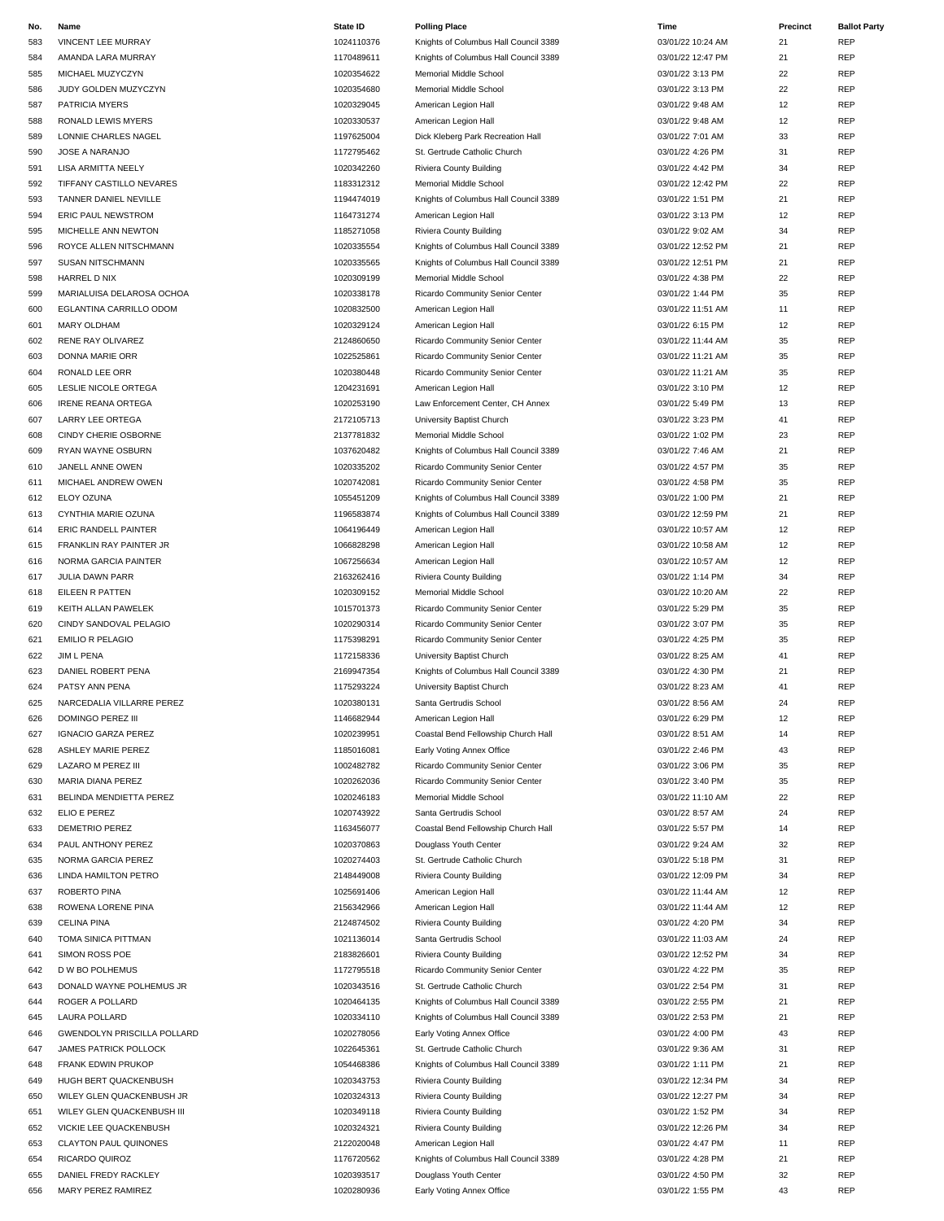| No. | Name | State ID | Polling Place | Time | Precinct | Ballot Party |
|---|---|---|---|---|---|---|
| 583 | VINCENT LEE MURRAY | 1024110376 | Knights of Columbus Hall Council 3389 | 03/01/22 10:24 AM | 21 | REP |
| 584 | AMANDA LARA MURRAY | 1170489611 | Knights of Columbus Hall Council 3389 | 03/01/22 12:47 PM | 21 | REP |
| 585 | MICHAEL MUZYCZYN | 1020354622 | Memorial Middle School | 03/01/22 3:13 PM | 22 | REP |
| 586 | JUDY GOLDEN MUZYCZYN | 1020354680 | Memorial Middle School | 03/01/22 3:13 PM | 22 | REP |
| 587 | PATRICIA MYERS | 1020329045 | American Legion Hall | 03/01/22 9:48 AM | 12 | REP |
| 588 | RONALD LEWIS MYERS | 1020330537 | American Legion Hall | 03/01/22 9:48 AM | 12 | REP |
| 589 | LONNIE CHARLES NAGEL | 1197625004 | Dick Kleberg Park Recreation Hall | 03/01/22 7:01 AM | 33 | REP |
| 590 | JOSE A NARANJO | 1172795462 | St. Gertrude Catholic Church | 03/01/22 4:26 PM | 31 | REP |
| 591 | LISA ARMITTA NEELY | 1020342260 | Riviera County Building | 03/01/22 4:42 PM | 34 | REP |
| 592 | TIFFANY CASTILLO NEVARES | 1183312312 | Memorial Middle School | 03/01/22 12:42 PM | 22 | REP |
| 593 | TANNER DANIEL NEVILLE | 1194474019 | Knights of Columbus Hall Council 3389 | 03/01/22 1:51 PM | 21 | REP |
| 594 | ERIC PAUL NEWSTROM | 1164731274 | American Legion Hall | 03/01/22 3:13 PM | 12 | REP |
| 595 | MICHELLE ANN NEWTON | 1185271058 | Riviera County Building | 03/01/22 9:02 AM | 34 | REP |
| 596 | ROYCE ALLEN NITSCHMANN | 1020335554 | Knights of Columbus Hall Council 3389 | 03/01/22 12:52 PM | 21 | REP |
| 597 | SUSAN NITSCHMANN | 1020335565 | Knights of Columbus Hall Council 3389 | 03/01/22 12:51 PM | 21 | REP |
| 598 | HARREL D NIX | 1020309199 | Memorial Middle School | 03/01/22 4:38 PM | 22 | REP |
| 599 | MARIALUISA DELAROSA OCHOA | 1020338178 | Ricardo Community Senior Center | 03/01/22 1:44 PM | 35 | REP |
| 600 | EGLANTINA CARRILLO ODOM | 1020832500 | American Legion Hall | 03/01/22 11:51 AM | 11 | REP |
| 601 | MARY OLDHAM | 1020329124 | American Legion Hall | 03/01/22 6:15 PM | 12 | REP |
| 602 | RENE RAY OLIVAREZ | 2124860650 | Ricardo Community Senior Center | 03/01/22 11:44 AM | 35 | REP |
| 603 | DONNA MARIE ORR | 1022525861 | Ricardo Community Senior Center | 03/01/22 11:21 AM | 35 | REP |
| 604 | RONALD LEE ORR | 1020380448 | Ricardo Community Senior Center | 03/01/22 11:21 AM | 35 | REP |
| 605 | LESLIE NICOLE ORTEGA | 1204231691 | American Legion Hall | 03/01/22 3:10 PM | 12 | REP |
| 606 | IRENE REANA ORTEGA | 1020253190 | Law Enforcement Center, CH Annex | 03/01/22 5:49 PM | 13 | REP |
| 607 | LARRY LEE ORTEGA | 2172105713 | University Baptist Church | 03/01/22 3:23 PM | 41 | REP |
| 608 | CINDY CHERIE OSBORNE | 2137781832 | Memorial Middle School | 03/01/22 1:02 PM | 23 | REP |
| 609 | RYAN WAYNE OSBURN | 1037620482 | Knights of Columbus Hall Council 3389 | 03/01/22 7:46 AM | 21 | REP |
| 610 | JANELL ANNE OWEN | 1020335202 | Ricardo Community Senior Center | 03/01/22 4:57 PM | 35 | REP |
| 611 | MICHAEL ANDREW OWEN | 1020742081 | Ricardo Community Senior Center | 03/01/22 4:58 PM | 35 | REP |
| 612 | ELOY OZUNA | 1055451209 | Knights of Columbus Hall Council 3389 | 03/01/22 1:00 PM | 21 | REP |
| 613 | CYNTHIA MARIE OZUNA | 1196583874 | Knights of Columbus Hall Council 3389 | 03/01/22 12:59 PM | 21 | REP |
| 614 | ERIC RANDELL PAINTER | 1064196449 | American Legion Hall | 03/01/22 10:57 AM | 12 | REP |
| 615 | FRANKLIN RAY PAINTER JR | 1066828298 | American Legion Hall | 03/01/22 10:58 AM | 12 | REP |
| 616 | NORMA GARCIA PAINTER | 1067256634 | American Legion Hall | 03/01/22 10:57 AM | 12 | REP |
| 617 | JULIA DAWN PARR | 2163262416 | Riviera County Building | 03/01/22 1:14 PM | 34 | REP |
| 618 | EILEEN R PATTEN | 1020309152 | Memorial Middle School | 03/01/22 10:20 AM | 22 | REP |
| 619 | KEITH ALLAN PAWELEK | 1015701373 | Ricardo Community Senior Center | 03/01/22 5:29 PM | 35 | REP |
| 620 | CINDY SANDOVAL PELAGIO | 1020290314 | Ricardo Community Senior Center | 03/01/22 3:07 PM | 35 | REP |
| 621 | EMILIO R PELAGIO | 1175398291 | Ricardo Community Senior Center | 03/01/22 4:25 PM | 35 | REP |
| 622 | JIM L PENA | 1172158336 | University Baptist Church | 03/01/22 8:25 AM | 41 | REP |
| 623 | DANIEL ROBERT PENA | 2169947354 | Knights of Columbus Hall Council 3389 | 03/01/22 4:30 PM | 21 | REP |
| 624 | PATSY ANN PENA | 1175293224 | University Baptist Church | 03/01/22 8:23 AM | 41 | REP |
| 625 | NARCEDALIA VILLARRE PEREZ | 1020380131 | Santa Gertrudis School | 03/01/22 8:56 AM | 24 | REP |
| 626 | DOMINGO PEREZ III | 1146682944 | American Legion Hall | 03/01/22 6:29 PM | 12 | REP |
| 627 | IGNACIO GARZA PEREZ | 1020239951 | Coastal Bend Fellowship Church Hall | 03/01/22 8:51 AM | 14 | REP |
| 628 | ASHLEY MARIE PEREZ | 1185016081 | Early Voting Annex Office | 03/01/22 2:46 PM | 43 | REP |
| 629 | LAZARO M PEREZ III | 1002482782 | Ricardo Community Senior Center | 03/01/22 3:06 PM | 35 | REP |
| 630 | MARIA DIANA PEREZ | 1020262036 | Ricardo Community Senior Center | 03/01/22 3:40 PM | 35 | REP |
| 631 | BELINDA MENDIETTA PEREZ | 1020246183 | Memorial Middle School | 03/01/22 11:10 AM | 22 | REP |
| 632 | ELIO E PEREZ | 1020743922 | Santa Gertrudis School | 03/01/22 8:57 AM | 24 | REP |
| 633 | DEMETRIO PEREZ | 1163456077 | Coastal Bend Fellowship Church Hall | 03/01/22 5:57 PM | 14 | REP |
| 634 | PAUL ANTHONY PEREZ | 1020370863 | Douglass Youth Center | 03/01/22 9:24 AM | 32 | REP |
| 635 | NORMA GARCIA PEREZ | 1020274403 | St. Gertrude Catholic Church | 03/01/22 5:18 PM | 31 | REP |
| 636 | LINDA HAMILTON PETRO | 2148449008 | Riviera County Building | 03/01/22 12:09 PM | 34 | REP |
| 637 | ROBERTO PINA | 1025691406 | American Legion Hall | 03/01/22 11:44 AM | 12 | REP |
| 638 | ROWENA LORENE PINA | 2156342966 | American Legion Hall | 03/01/22 11:44 AM | 12 | REP |
| 639 | CELINA PINA | 2124874502 | Riviera County Building | 03/01/22 4:20 PM | 34 | REP |
| 640 | TOMA SINICA PITTMAN | 1021136014 | Santa Gertrudis School | 03/01/22 11:03 AM | 24 | REP |
| 641 | SIMON ROSS POE | 2183826601 | Riviera County Building | 03/01/22 12:52 PM | 34 | REP |
| 642 | D W BO POLHEMUS | 1172795518 | Ricardo Community Senior Center | 03/01/22 4:22 PM | 35 | REP |
| 643 | DONALD WAYNE POLHEMUS JR | 1020343516 | St. Gertrude Catholic Church | 03/01/22 2:54 PM | 31 | REP |
| 644 | ROGER A POLLARD | 1020464135 | Knights of Columbus Hall Council 3389 | 03/01/22 2:55 PM | 21 | REP |
| 645 | LAURA POLLARD | 1020334110 | Knights of Columbus Hall Council 3389 | 03/01/22 2:53 PM | 21 | REP |
| 646 | GWENDOLYN PRISCILLA POLLARD | 1020278056 | Early Voting Annex Office | 03/01/22 4:00 PM | 43 | REP |
| 647 | JAMES PATRICK POLLOCK | 1022645361 | St. Gertrude Catholic Church | 03/01/22 9:36 AM | 31 | REP |
| 648 | FRANK EDWIN PRUKOP | 1054468386 | Knights of Columbus Hall Council 3389 | 03/01/22 1:11 PM | 21 | REP |
| 649 | HUGH BERT QUACKENBUSH | 1020343753 | Riviera County Building | 03/01/22 12:34 PM | 34 | REP |
| 650 | WILEY GLEN QUACKENBUSH JR | 1020324313 | Riviera County Building | 03/01/22 12:27 PM | 34 | REP |
| 651 | WILEY GLEN QUACKENBUSH III | 1020349118 | Riviera County Building | 03/01/22 1:52 PM | 34 | REP |
| 652 | VICKIE LEE QUACKENBUSH | 1020324321 | Riviera County Building | 03/01/22 12:26 PM | 34 | REP |
| 653 | CLAYTON PAUL QUINONES | 2122020048 | American Legion Hall | 03/01/22 4:47 PM | 11 | REP |
| 654 | RICARDO QUIROZ | 1176720562 | Knights of Columbus Hall Council 3389 | 03/01/22 4:28 PM | 21 | REP |
| 655 | DANIEL FREDY RACKLEY | 1020393517 | Douglass Youth Center | 03/01/22 4:50 PM | 32 | REP |
| 656 | MARY PEREZ RAMIREZ | 1020280936 | Early Voting Annex Office | 03/01/22 1:55 PM | 43 | REP |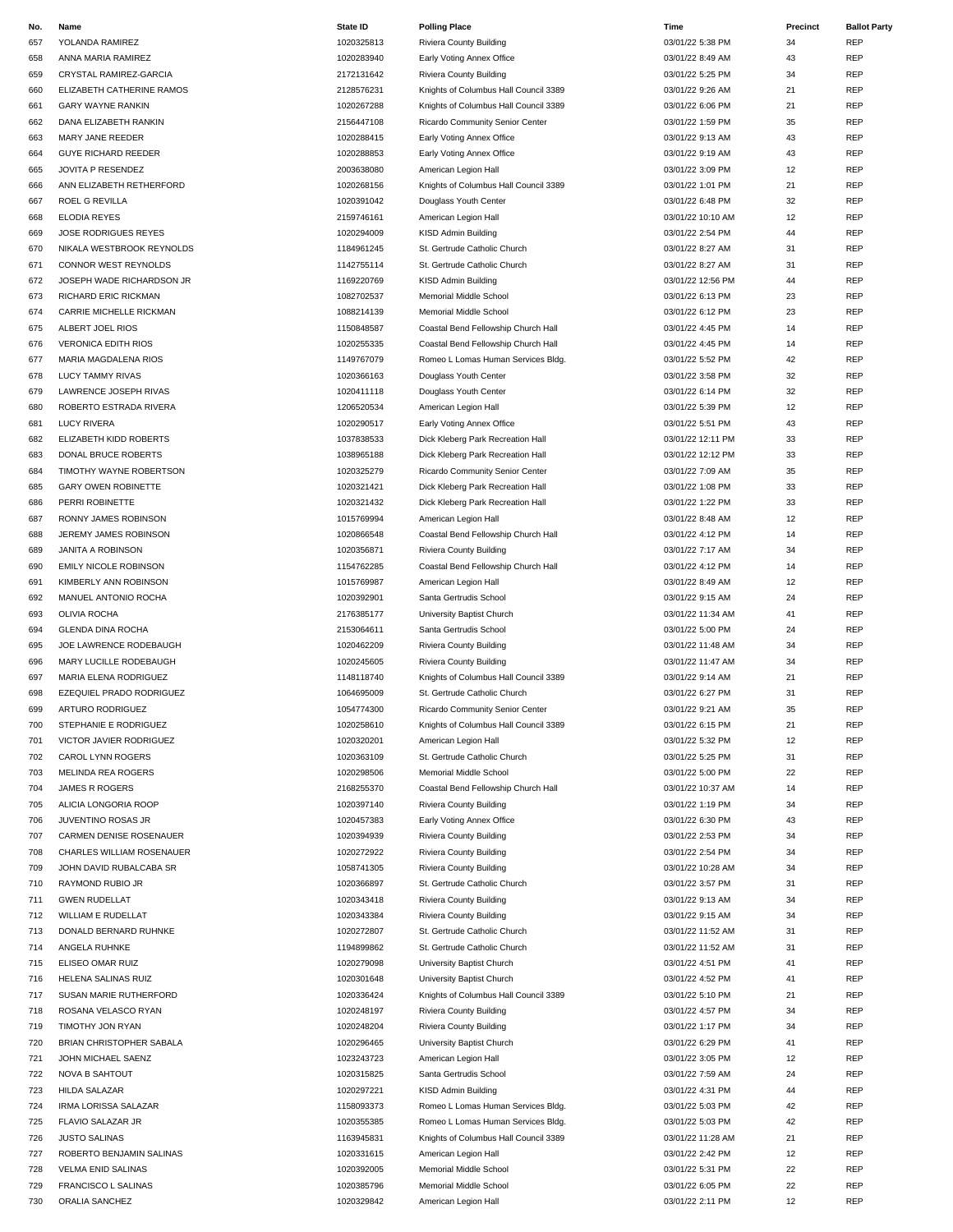| No. | Name | State ID | Polling Place | Time | Precinct | Ballot Party |
|---|---|---|---|---|---|---|
| 657 | YOLANDA RAMIREZ | 1020325813 | Riviera County Building | 03/01/22 5:38 PM | 34 | REP |
| 658 | ANNA MARIA RAMIREZ | 1020283940 | Early Voting Annex Office | 03/01/22 8:49 AM | 43 | REP |
| 659 | CRYSTAL RAMIREZ-GARCIA | 2172131642 | Riviera County Building | 03/01/22 5:25 PM | 34 | REP |
| 660 | ELIZABETH CATHERINE RAMOS | 2128576231 | Knights of Columbus Hall Council 3389 | 03/01/22 9:26 AM | 21 | REP |
| 661 | GARY WAYNE RANKIN | 1020267288 | Knights of Columbus Hall Council 3389 | 03/01/22 6:06 PM | 21 | REP |
| 662 | DANA ELIZABETH RANKIN | 2156447108 | Ricardo Community Senior Center | 03/01/22 1:59 PM | 35 | REP |
| 663 | MARY JANE REEDER | 1020288415 | Early Voting Annex Office | 03/01/22 9:13 AM | 43 | REP |
| 664 | GUYE RICHARD REEDER | 1020288853 | Early Voting Annex Office | 03/01/22 9:19 AM | 43 | REP |
| 665 | JOVITA P RESENDEZ | 2003638080 | American Legion Hall | 03/01/22 3:09 PM | 12 | REP |
| 666 | ANN ELIZABETH RETHERFORD | 1020268156 | Knights of Columbus Hall Council 3389 | 03/01/22 1:01 PM | 21 | REP |
| 667 | ROEL G REVILLA | 1020391042 | Douglass Youth Center | 03/01/22 6:48 PM | 32 | REP |
| 668 | ELODIA REYES | 2159746161 | American Legion Hall | 03/01/22 10:10 AM | 12 | REP |
| 669 | JOSE RODRIGUES REYES | 1020294009 | KISD Admin Building | 03/01/22 2:54 PM | 44 | REP |
| 670 | NIKALA WESTBROOK REYNOLDS | 1184961245 | St. Gertrude Catholic Church | 03/01/22 8:27 AM | 31 | REP |
| 671 | CONNOR WEST REYNOLDS | 1142755114 | St. Gertrude Catholic Church | 03/01/22 8:27 AM | 31 | REP |
| 672 | JOSEPH WADE RICHARDSON JR | 1169220769 | KISD Admin Building | 03/01/22 12:56 PM | 44 | REP |
| 673 | RICHARD ERIC RICKMAN | 1082702537 | Memorial Middle School | 03/01/22 6:13 PM | 23 | REP |
| 674 | CARRIE MICHELLE RICKMAN | 1088214139 | Memorial Middle School | 03/01/22 6:12 PM | 23 | REP |
| 675 | ALBERT JOEL RIOS | 1150848587 | Coastal Bend Fellowship Church Hall | 03/01/22 4:45 PM | 14 | REP |
| 676 | VERONICA EDITH RIOS | 1020255335 | Coastal Bend Fellowship Church Hall | 03/01/22 4:45 PM | 14 | REP |
| 677 | MARIA MAGDALENA RIOS | 1149767079 | Romeo L Lomas Human Services Bldg. | 03/01/22 5:52 PM | 42 | REP |
| 678 | LUCY TAMMY RIVAS | 1020366163 | Douglass Youth Center | 03/01/22 3:58 PM | 32 | REP |
| 679 | LAWRENCE JOSEPH RIVAS | 1020411118 | Douglass Youth Center | 03/01/22 6:14 PM | 32 | REP |
| 680 | ROBERTO ESTRADA RIVERA | 1206520534 | American Legion Hall | 03/01/22 5:39 PM | 12 | REP |
| 681 | LUCY RIVERA | 1020290517 | Early Voting Annex Office | 03/01/22 5:51 PM | 43 | REP |
| 682 | ELIZABETH KIDD ROBERTS | 1037838533 | Dick Kleberg Park Recreation Hall | 03/01/22 12:11 PM | 33 | REP |
| 683 | DONAL BRUCE ROBERTS | 1038965188 | Dick Kleberg Park Recreation Hall | 03/01/22 12:12 PM | 33 | REP |
| 684 | TIMOTHY WAYNE ROBERTSON | 1020325279 | Ricardo Community Senior Center | 03/01/22 7:09 AM | 35 | REP |
| 685 | GARY OWEN ROBINETTE | 1020321421 | Dick Kleberg Park Recreation Hall | 03/01/22 1:08 PM | 33 | REP |
| 686 | PERRI ROBINETTE | 1020321432 | Dick Kleberg Park Recreation Hall | 03/01/22 1:22 PM | 33 | REP |
| 687 | RONNY JAMES ROBINSON | 1015769994 | American Legion Hall | 03/01/22 8:48 AM | 12 | REP |
| 688 | JEREMY JAMES ROBINSON | 1020866548 | Coastal Bend Fellowship Church Hall | 03/01/22 4:12 PM | 14 | REP |
| 689 | JANITA A ROBINSON | 1020356871 | Riviera County Building | 03/01/22 7:17 AM | 34 | REP |
| 690 | EMILY NICOLE ROBINSON | 1154762285 | Coastal Bend Fellowship Church Hall | 03/01/22 4:12 PM | 14 | REP |
| 691 | KIMBERLY ANN ROBINSON | 1015769987 | American Legion Hall | 03/01/22 8:49 AM | 12 | REP |
| 692 | MANUEL ANTONIO ROCHA | 1020392901 | Santa Gertrudis School | 03/01/22 9:15 AM | 24 | REP |
| 693 | OLIVIA ROCHA | 2176385177 | University Baptist Church | 03/01/22 11:34 AM | 41 | REP |
| 694 | GLENDA DINA ROCHA | 2153064611 | Santa Gertrudis School | 03/01/22 5:00 PM | 24 | REP |
| 695 | JOE LAWRENCE RODEBAUGH | 1020462209 | Riviera County Building | 03/01/22 11:48 AM | 34 | REP |
| 696 | MARY LUCILLE RODEBAUGH | 1020245605 | Riviera County Building | 03/01/22 11:47 AM | 34 | REP |
| 697 | MARIA ELENA RODRIGUEZ | 1148118740 | Knights of Columbus Hall Council 3389 | 03/01/22 9:14 AM | 21 | REP |
| 698 | EZEQUIEL PRADO RODRIGUEZ | 1064695009 | St. Gertrude Catholic Church | 03/01/22 6:27 PM | 31 | REP |
| 699 | ARTURO RODRIGUEZ | 1054774300 | Ricardo Community Senior Center | 03/01/22 9:21 AM | 35 | REP |
| 700 | STEPHANIE E RODRIGUEZ | 1020258610 | Knights of Columbus Hall Council 3389 | 03/01/22 6:15 PM | 21 | REP |
| 701 | VICTOR JAVIER RODRIGUEZ | 1020320201 | American Legion Hall | 03/01/22 5:32 PM | 12 | REP |
| 702 | CAROL LYNN ROGERS | 1020363109 | St. Gertrude Catholic Church | 03/01/22 5:25 PM | 31 | REP |
| 703 | MELINDA REA ROGERS | 1020298506 | Memorial Middle School | 03/01/22 5:00 PM | 22 | REP |
| 704 | JAMES R ROGERS | 2168255370 | Coastal Bend Fellowship Church Hall | 03/01/22 10:37 AM | 14 | REP |
| 705 | ALICIA LONGORIA ROOP | 1020397140 | Riviera County Building | 03/01/22 1:19 PM | 34 | REP |
| 706 | JUVENTINO ROSAS JR | 1020457383 | Early Voting Annex Office | 03/01/22 6:30 PM | 43 | REP |
| 707 | CARMEN DENISE ROSENAUER | 1020394939 | Riviera County Building | 03/01/22 2:53 PM | 34 | REP |
| 708 | CHARLES WILLIAM ROSENAUER | 1020272922 | Riviera County Building | 03/01/22 2:54 PM | 34 | REP |
| 709 | JOHN DAVID RUBALCABA SR | 1058741305 | Riviera County Building | 03/01/22 10:28 AM | 34 | REP |
| 710 | RAYMOND RUBIO JR | 1020366897 | St. Gertrude Catholic Church | 03/01/22 3:57 PM | 31 | REP |
| 711 | GWEN RUDELLAT | 1020343418 | Riviera County Building | 03/01/22 9:13 AM | 34 | REP |
| 712 | WILLIAM E RUDELLAT | 1020343384 | Riviera County Building | 03/01/22 9:15 AM | 34 | REP |
| 713 | DONALD BERNARD RUHNKE | 1020272807 | St. Gertrude Catholic Church | 03/01/22 11:52 AM | 31 | REP |
| 714 | ANGELA RUHNKE | 1194899862 | St. Gertrude Catholic Church | 03/01/22 11:52 AM | 31 | REP |
| 715 | ELISEO OMAR RUIZ | 1020279098 | University Baptist Church | 03/01/22 4:51 PM | 41 | REP |
| 716 | HELENA SALINAS RUIZ | 1020301648 | University Baptist Church | 03/01/22 4:52 PM | 41 | REP |
| 717 | SUSAN MARIE RUTHERFORD | 1020336424 | Knights of Columbus Hall Council 3389 | 03/01/22 5:10 PM | 21 | REP |
| 718 | ROSANA VELASCO RYAN | 1020248197 | Riviera County Building | 03/01/22 4:57 PM | 34 | REP |
| 719 | TIMOTHY JON RYAN | 1020248204 | Riviera County Building | 03/01/22 1:17 PM | 34 | REP |
| 720 | BRIAN CHRISTOPHER SABALA | 1020296465 | University Baptist Church | 03/01/22 6:29 PM | 41 | REP |
| 721 | JOHN MICHAEL SAENZ | 1023243723 | American Legion Hall | 03/01/22 3:05 PM | 12 | REP |
| 722 | NOVA B SAHTOUT | 1020315825 | Santa Gertrudis School | 03/01/22 7:59 AM | 24 | REP |
| 723 | HILDA SALAZAR | 1020297221 | KISD Admin Building | 03/01/22 4:31 PM | 44 | REP |
| 724 | IRMA LORISSA SALAZAR | 1158093373 | Romeo L Lomas Human Services Bldg. | 03/01/22 5:03 PM | 42 | REP |
| 725 | FLAVIO SALAZAR JR | 1020355385 | Romeo L Lomas Human Services Bldg. | 03/01/22 5:03 PM | 42 | REP |
| 726 | JUSTO SALINAS | 1163945831 | Knights of Columbus Hall Council 3389 | 03/01/22 11:28 AM | 21 | REP |
| 727 | ROBERTO BENJAMIN SALINAS | 1020331615 | American Legion Hall | 03/01/22 2:42 PM | 12 | REP |
| 728 | VELMA ENID SALINAS | 1020392005 | Memorial Middle School | 03/01/22 5:31 PM | 22 | REP |
| 729 | FRANCISCO L SALINAS | 1020385796 | Memorial Middle School | 03/01/22 6:05 PM | 22 | REP |
| 730 | ORALIA SANCHEZ | 1020329842 | American Legion Hall | 03/01/22 2:11 PM | 12 | REP |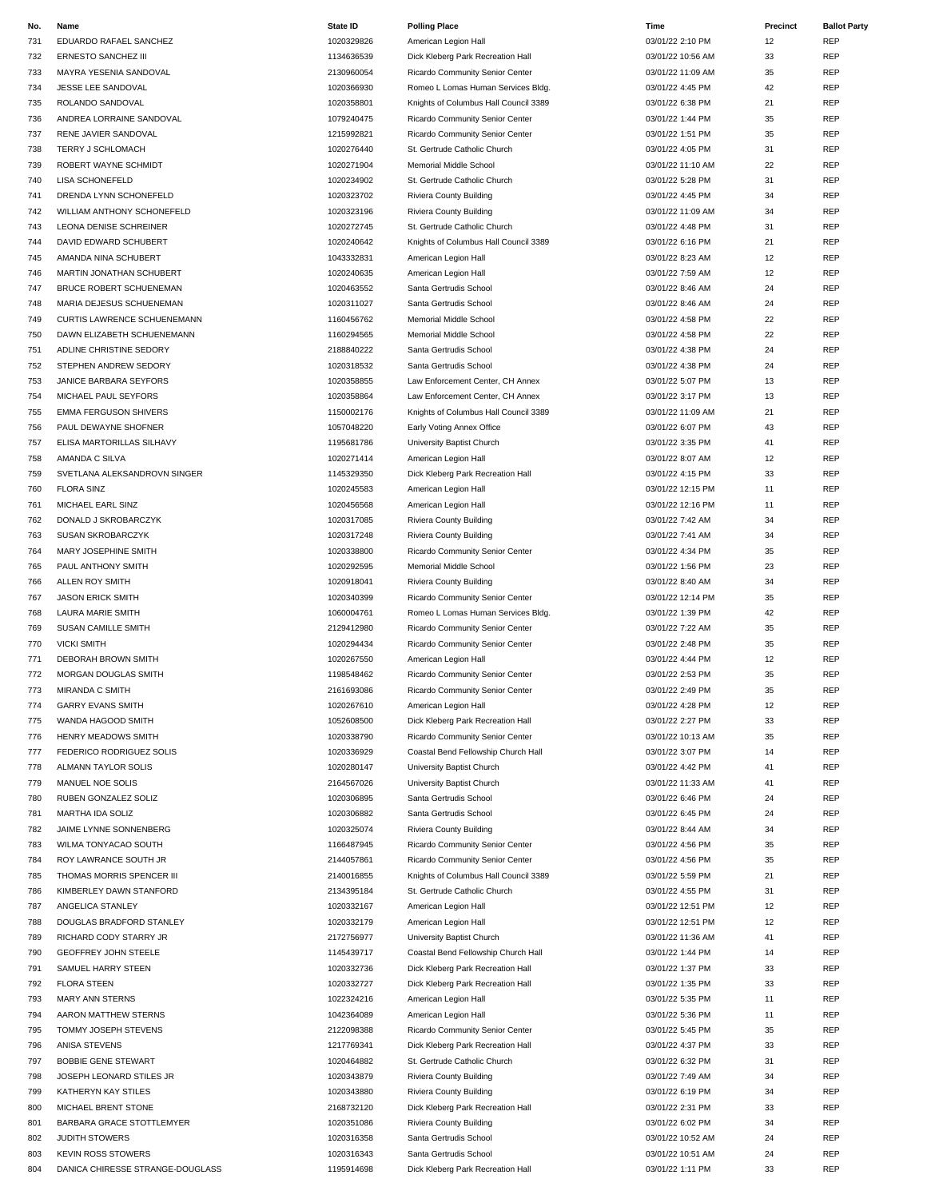| No. | Name | State ID | Polling Place | Time | Precinct | Ballot Party |
|---|---|---|---|---|---|---|
| 731 | EDUARDO RAFAEL SANCHEZ | 1020329826 | American Legion Hall | 03/01/22 2:10 PM | 12 | REP |
| 732 | ERNESTO SANCHEZ III | 1134636539 | Dick Kleberg Park Recreation Hall | 03/01/22 10:56 AM | 33 | REP |
| 733 | MAYRA YESENIA SANDOVAL | 2130960054 | Ricardo Community Senior Center | 03/01/22 11:09 AM | 35 | REP |
| 734 | JESSE LEE SANDOVAL | 1020366930 | Romeo L Lomas Human Services Bldg. | 03/01/22 4:45 PM | 42 | REP |
| 735 | ROLANDO SANDOVAL | 1020358801 | Knights of Columbus Hall Council 3389 | 03/01/22 6:38 PM | 21 | REP |
| 736 | ANDREA LORRAINE SANDOVAL | 1079240475 | Ricardo Community Senior Center | 03/01/22 1:44 PM | 35 | REP |
| 737 | RENE JAVIER SANDOVAL | 1215992821 | Ricardo Community Senior Center | 03/01/22 1:51 PM | 35 | REP |
| 738 | TERRY J SCHLOMACH | 1020276440 | St. Gertrude Catholic Church | 03/01/22 4:05 PM | 31 | REP |
| 739 | ROBERT WAYNE SCHMIDT | 1020271904 | Memorial Middle School | 03/01/22 11:10 AM | 22 | REP |
| 740 | LISA SCHONEFELD | 1020234902 | St. Gertrude Catholic Church | 03/01/22 5:28 PM | 31 | REP |
| 741 | DRENDA LYNN SCHONEFELD | 1020323702 | Riviera County Building | 03/01/22 4:45 PM | 34 | REP |
| 742 | WILLIAM ANTHONY SCHONEFELD | 1020323196 | Riviera County Building | 03/01/22 11:09 AM | 34 | REP |
| 743 | LEONA DENISE SCHREINER | 1020272745 | St. Gertrude Catholic Church | 03/01/22 4:48 PM | 31 | REP |
| 744 | DAVID EDWARD SCHUBERT | 1020240642 | Knights of Columbus Hall Council 3389 | 03/01/22 6:16 PM | 21 | REP |
| 745 | AMANDA NINA SCHUBERT | 1043332831 | American Legion Hall | 03/01/22 8:23 AM | 12 | REP |
| 746 | MARTIN JONATHAN SCHUBERT | 1020240635 | American Legion Hall | 03/01/22 7:59 AM | 12 | REP |
| 747 | BRUCE ROBERT SCHUENEMAN | 1020463552 | Santa Gertrudis School | 03/01/22 8:46 AM | 24 | REP |
| 748 | MARIA DEJESUS SCHUENEMAN | 1020311027 | Santa Gertrudis School | 03/01/22 8:46 AM | 24 | REP |
| 749 | CURTIS LAWRENCE SCHUENEMANN | 1160456762 | Memorial Middle School | 03/01/22 4:58 PM | 22 | REP |
| 750 | DAWN ELIZABETH SCHUENEMANN | 1160294565 | Memorial Middle School | 03/01/22 4:58 PM | 22 | REP |
| 751 | ADLINE CHRISTINE SEDORY | 2188840222 | Santa Gertrudis School | 03/01/22 4:38 PM | 24 | REP |
| 752 | STEPHEN ANDREW SEDORY | 1020318532 | Santa Gertrudis School | 03/01/22 4:38 PM | 24 | REP |
| 753 | JANICE BARBARA SEYFORS | 1020358855 | Law Enforcement Center, CH Annex | 03/01/22 5:07 PM | 13 | REP |
| 754 | MICHAEL PAUL SEYFORS | 1020358864 | Law Enforcement Center, CH Annex | 03/01/22 3:17 PM | 13 | REP |
| 755 | EMMA FERGUSON SHIVERS | 1150002176 | Knights of Columbus Hall Council 3389 | 03/01/22 11:09 AM | 21 | REP |
| 756 | PAUL DEWAYNE SHOFNER | 1057048220 | Early Voting Annex Office | 03/01/22 6:07 PM | 43 | REP |
| 757 | ELISA MARTORILLAS SILHAVY | 1195681786 | University Baptist Church | 03/01/22 3:35 PM | 41 | REP |
| 758 | AMANDA C SILVA | 1020271414 | American Legion Hall | 03/01/22 8:07 AM | 12 | REP |
| 759 | SVETLANA ALEKSANDROVN SINGER | 1145329350 | Dick Kleberg Park Recreation Hall | 03/01/22 4:15 PM | 33 | REP |
| 760 | FLORA SINZ | 1020245583 | American Legion Hall | 03/01/22 12:15 PM | 11 | REP |
| 761 | MICHAEL EARL SINZ | 1020456568 | American Legion Hall | 03/01/22 12:16 PM | 11 | REP |
| 762 | DONALD J SKROBARCZYK | 1020317085 | Riviera County Building | 03/01/22 7:42 AM | 34 | REP |
| 763 | SUSAN SKROBARCZYK | 1020317248 | Riviera County Building | 03/01/22 7:41 AM | 34 | REP |
| 764 | MARY JOSEPHINE SMITH | 1020338800 | Ricardo Community Senior Center | 03/01/22 4:34 PM | 35 | REP |
| 765 | PAUL ANTHONY SMITH | 1020292595 | Memorial Middle School | 03/01/22 1:56 PM | 23 | REP |
| 766 | ALLEN ROY SMITH | 1020918041 | Riviera County Building | 03/01/22 8:40 AM | 34 | REP |
| 767 | JASON ERICK SMITH | 1020340399 | Ricardo Community Senior Center | 03/01/22 12:14 PM | 35 | REP |
| 768 | LAURA MARIE SMITH | 1060004761 | Romeo L Lomas Human Services Bldg. | 03/01/22 1:39 PM | 42 | REP |
| 769 | SUSAN CAMILLE SMITH | 2129412980 | Ricardo Community Senior Center | 03/01/22 7:22 AM | 35 | REP |
| 770 | VICKI SMITH | 1020294434 | Ricardo Community Senior Center | 03/01/22 2:48 PM | 35 | REP |
| 771 | DEBORAH BROWN SMITH | 1020267550 | American Legion Hall | 03/01/22 4:44 PM | 12 | REP |
| 772 | MORGAN DOUGLAS SMITH | 1198548462 | Ricardo Community Senior Center | 03/01/22 2:53 PM | 35 | REP |
| 773 | MIRANDA C SMITH | 2161693086 | Ricardo Community Senior Center | 03/01/22 2:49 PM | 35 | REP |
| 774 | GARRY EVANS SMITH | 1020267610 | American Legion Hall | 03/01/22 4:28 PM | 12 | REP |
| 775 | WANDA HAGOOD SMITH | 1052608500 | Dick Kleberg Park Recreation Hall | 03/01/22 2:27 PM | 33 | REP |
| 776 | HENRY MEADOWS SMITH | 1020338790 | Ricardo Community Senior Center | 03/01/22 10:13 AM | 35 | REP |
| 777 | FEDERICO RODRIGUEZ SOLIS | 1020336929 | Coastal Bend Fellowship Church Hall | 03/01/22 3:07 PM | 14 | REP |
| 778 | ALMANN TAYLOR SOLIS | 1020280147 | University Baptist Church | 03/01/22 4:42 PM | 41 | REP |
| 779 | MANUEL NOE SOLIS | 2164567026 | University Baptist Church | 03/01/22 11:33 AM | 41 | REP |
| 780 | RUBEN GONZALEZ SOLIZ | 1020306895 | Santa Gertrudis School | 03/01/22 6:46 PM | 24 | REP |
| 781 | MARTHA IDA SOLIZ | 1020306882 | Santa Gertrudis School | 03/01/22 6:45 PM | 24 | REP |
| 782 | JAIME LYNNE SONNENBERG | 1020325074 | Riviera County Building | 03/01/22 8:44 AM | 34 | REP |
| 783 | WILMA TONYACAO SOUTH | 1166487945 | Ricardo Community Senior Center | 03/01/22 4:56 PM | 35 | REP |
| 784 | ROY LAWRANCE SOUTH JR | 2144057861 | Ricardo Community Senior Center | 03/01/22 4:56 PM | 35 | REP |
| 785 | THOMAS MORRIS SPENCER III | 2140016855 | Knights of Columbus Hall Council 3389 | 03/01/22 5:59 PM | 21 | REP |
| 786 | KIMBERLEY DAWN STANFORD | 2134395184 | St. Gertrude Catholic Church | 03/01/22 4:55 PM | 31 | REP |
| 787 | ANGELICA STANLEY | 1020332167 | American Legion Hall | 03/01/22 12:51 PM | 12 | REP |
| 788 | DOUGLAS BRADFORD STANLEY | 1020332179 | American Legion Hall | 03/01/22 12:51 PM | 12 | REP |
| 789 | RICHARD CODY STARRY JR | 2172756977 | University Baptist Church | 03/01/22 11:36 AM | 41 | REP |
| 790 | GEOFFREY JOHN STEELE | 1145439717 | Coastal Bend Fellowship Church Hall | 03/01/22 1:44 PM | 14 | REP |
| 791 | SAMUEL HARRY STEEN | 1020332736 | Dick Kleberg Park Recreation Hall | 03/01/22 1:37 PM | 33 | REP |
| 792 | FLORA STEEN | 1020332727 | Dick Kleberg Park Recreation Hall | 03/01/22 1:35 PM | 33 | REP |
| 793 | MARY ANN STERNS | 1022324216 | American Legion Hall | 03/01/22 5:35 PM | 11 | REP |
| 794 | AARON MATTHEW STERNS | 1042364089 | American Legion Hall | 03/01/22 5:36 PM | 11 | REP |
| 795 | TOMMY JOSEPH STEVENS | 2122098388 | Ricardo Community Senior Center | 03/01/22 5:45 PM | 35 | REP |
| 796 | ANISA STEVENS | 1217769341 | Dick Kleberg Park Recreation Hall | 03/01/22 4:37 PM | 33 | REP |
| 797 | BOBBIE GENE STEWART | 1020464882 | St. Gertrude Catholic Church | 03/01/22 6:32 PM | 31 | REP |
| 798 | JOSEPH LEONARD STILES JR | 1020343879 | Riviera County Building | 03/01/22 7:49 AM | 34 | REP |
| 799 | KATHERYN KAY STILES | 1020343880 | Riviera County Building | 03/01/22 6:19 PM | 34 | REP |
| 800 | MICHAEL BRENT STONE | 2168732120 | Dick Kleberg Park Recreation Hall | 03/01/22 2:31 PM | 33 | REP |
| 801 | BARBARA GRACE STOTTLEMYER | 1020351086 | Riviera County Building | 03/01/22 6:02 PM | 34 | REP |
| 802 | JUDITH STOWERS | 1020316358 | Santa Gertrudis School | 03/01/22 10:52 AM | 24 | REP |
| 803 | KEVIN ROSS STOWERS | 1020316343 | Santa Gertrudis School | 03/01/22 10:51 AM | 24 | REP |
| 804 | DANICA CHIRESSE STRANGE-DOUGLASS | 1195914698 | Dick Kleberg Park Recreation Hall | 03/01/22 1:11 PM | 33 | REP |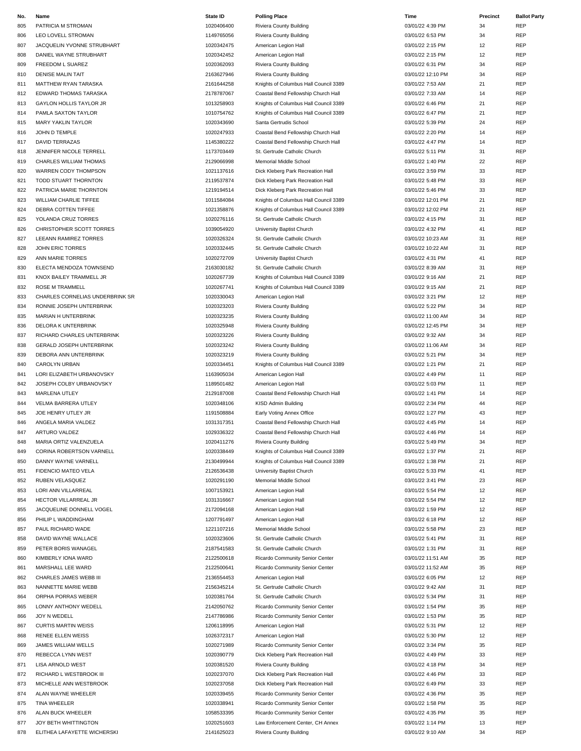| No. | Name | State ID | Polling Place | Time | Precinct | Ballot Party |
|---|---|---|---|---|---|---|
| 805 | PATRICIA M STROMAN | 1020406400 | Riviera County Building | 03/01/22 4:39 PM | 34 | REP |
| 806 | LEO LOVELL STROMAN | 1149765056 | Riviera County Building | 03/01/22 6:53 PM | 34 | REP |
| 807 | JACQUELIN YVONNE STRUBHART | 1020342475 | American Legion Hall | 03/01/22 2:15 PM | 12 | REP |
| 808 | DANIEL WAYNE STRUBHART | 1020342452 | American Legion Hall | 03/01/22 2:15 PM | 12 | REP |
| 809 | FREEDOM L SUAREZ | 1020362093 | Riviera County Building | 03/01/22 6:31 PM | 34 | REP |
| 810 | DENISE MALIN TAIT | 2163627946 | Riviera County Building | 03/01/22 12:10 PM | 34 | REP |
| 811 | MATTHEW RYAN TARASKA | 2161644258 | Knights of Columbus Hall Council 3389 | 03/01/22 7:53 AM | 21 | REP |
| 812 | EDWARD THOMAS TARASKA | 2178787067 | Coastal Bend Fellowship Church Hall | 03/01/22 7:33 AM | 14 | REP |
| 813 | GAYLON HOLLIS TAYLOR JR | 1013258903 | Knights of Columbus Hall Council 3389 | 03/01/22 6:46 PM | 21 | REP |
| 814 | PAMLA SAXTON TAYLOR | 1010754762 | Knights of Columbus Hall Council 3389 | 03/01/22 6:47 PM | 21 | REP |
| 815 | MARY YAKLIN TAYLOR | 1020343690 | Santa Gertrudis School | 03/01/22 5:39 PM | 24 | REP |
| 816 | JOHN D TEMPLE | 1020247933 | Coastal Bend Fellowship Church Hall | 03/01/22 2:20 PM | 14 | REP |
| 817 | DAVID TERRAZAS | 1145380222 | Coastal Bend Fellowship Church Hall | 03/01/22 4:47 PM | 14 | REP |
| 818 | JENNIFER NICOLE TERRELL | 1173703449 | St. Gertrude Catholic Church | 03/01/22 5:11 PM | 31 | REP |
| 819 | CHARLES WILLIAM THOMAS | 2129066998 | Memorial Middle School | 03/01/22 1:40 PM | 22 | REP |
| 820 | WARREN CODY THOMPSON | 1021137616 | Dick Kleberg Park Recreation Hall | 03/01/22 3:59 PM | 33 | REP |
| 821 | TODD STUART THORNTON | 2119537874 | Dick Kleberg Park Recreation Hall | 03/01/22 5:48 PM | 33 | REP |
| 822 | PATRICIA MARIE THORNTON | 1219194514 | Dick Kleberg Park Recreation Hall | 03/01/22 5:46 PM | 33 | REP |
| 823 | WILLIAM CHARLIE TIFFEE | 1011584084 | Knights of Columbus Hall Council 3389 | 03/01/22 12:01 PM | 21 | REP |
| 824 | DEBRA COTTEN TIFFEE | 1021358876 | Knights of Columbus Hall Council 3389 | 03/01/22 12:02 PM | 21 | REP |
| 825 | YOLANDA CRUZ TORRES | 1020276116 | St. Gertrude Catholic Church | 03/01/22 4:15 PM | 31 | REP |
| 826 | CHRISTOPHER SCOTT TORRES | 1039054920 | University Baptist Church | 03/01/22 4:32 PM | 41 | REP |
| 827 | LEEANN RAMIREZ TORRES | 1020326324 | St. Gertrude Catholic Church | 03/01/22 10:23 AM | 31 | REP |
| 828 | JOHN ERIC TORRES | 1020332445 | St. Gertrude Catholic Church | 03/01/22 10:22 AM | 31 | REP |
| 829 | ANN MARIE TORRES | 1020272709 | University Baptist Church | 03/01/22 4:31 PM | 41 | REP |
| 830 | ELECTA MENDOZA TOWNSEND | 2163030182 | St. Gertrude Catholic Church | 03/01/22 8:39 AM | 31 | REP |
| 831 | KNOX BAILEY TRAMMELL JR | 1020267739 | Knights of Columbus Hall Council 3389 | 03/01/22 9:16 AM | 21 | REP |
| 832 | ROSE M TRAMMELL | 1020267741 | Knights of Columbus Hall Council 3389 | 03/01/22 9:15 AM | 21 | REP |
| 833 | CHARLES CORNELIAS UNDERBRINK SR | 1020330043 | American Legion Hall | 03/01/22 3:21 PM | 12 | REP |
| 834 | RONNIE JOSEPH UNTERBRINK | 1020323203 | Riviera County Building | 03/01/22 5:22 PM | 34 | REP |
| 835 | MARIAN H UNTERBRINK | 1020323235 | Riviera County Building | 03/01/22 11:00 AM | 34 | REP |
| 836 | DELORA K UNTERBRINK | 1020325948 | Riviera County Building | 03/01/22 12:45 PM | 34 | REP |
| 837 | RICHARD CHARLES UNTERBRINK | 1020323226 | Riviera County Building | 03/01/22 9:32 AM | 34 | REP |
| 838 | GERALD JOSEPH UNTERBRINK | 1020323242 | Riviera County Building | 03/01/22 11:06 AM | 34 | REP |
| 839 | DEBORA ANN UNTERBRINK | 1020323219 | Riviera County Building | 03/01/22 5:21 PM | 34 | REP |
| 840 | CAROLYN URBAN | 1020334451 | Knights of Columbus Hall Council 3389 | 03/01/22 1:21 PM | 21 | REP |
| 841 | LORI ELIZABETH URBANOVSKY | 1163905034 | American Legion Hall | 03/01/22 4:49 PM | 11 | REP |
| 842 | JOSEPH COLBY URBANOVSKY | 1189501482 | American Legion Hall | 03/01/22 5:03 PM | 11 | REP |
| 843 | MARLENA UTLEY | 2129187008 | Coastal Bend Fellowship Church Hall | 03/01/22 1:41 PM | 14 | REP |
| 844 | VELMA BARRERA UTLEY | 1020348106 | KISD Admin Building | 03/01/22 2:34 PM | 44 | REP |
| 845 | JOE HENRY UTLEY JR | 1191508884 | Early Voting Annex Office | 03/01/22 1:27 PM | 43 | REP |
| 846 | ANGELA MARIA VALDEZ | 1031317351 | Coastal Bend Fellowship Church Hall | 03/01/22 4:45 PM | 14 | REP |
| 847 | ARTURO VALDEZ | 1029336322 | Coastal Bend Fellowship Church Hall | 03/01/22 4:46 PM | 14 | REP |
| 848 | MARIA ORTIZ VALENZUELA | 1020411276 | Riviera County Building | 03/01/22 5:49 PM | 34 | REP |
| 849 | CORINA ROBERTSON VARNELL | 1020338449 | Knights of Columbus Hall Council 3389 | 03/01/22 1:37 PM | 21 | REP |
| 850 | DANNY WAYNE VARNELL | 2130499944 | Knights of Columbus Hall Council 3389 | 03/01/22 1:38 PM | 21 | REP |
| 851 | FIDENCIO MATEO VELA | 2126536438 | University Baptist Church | 03/01/22 5:33 PM | 41 | REP |
| 852 | RUBEN VELASQUEZ | 1020291190 | Memorial Middle School | 03/01/22 3:41 PM | 23 | REP |
| 853 | LORI ANN VILLARREAL | 1007153921 | American Legion Hall | 03/01/22 5:54 PM | 12 | REP |
| 854 | HECTOR VILLARREAL JR | 1031316667 | American Legion Hall | 03/01/22 5:54 PM | 12 | REP |
| 855 | JACQUELINE DONNELL VOGEL | 2172094168 | American Legion Hall | 03/01/22 1:59 PM | 12 | REP |
| 856 | PHILIP L WADDINGHAM | 1207791497 | American Legion Hall | 03/01/22 6:18 PM | 12 | REP |
| 857 | PAUL RICHARD WADE | 1221107216 | Memorial Middle School | 03/01/22 5:58 PM | 23 | REP |
| 858 | DAVID WAYNE WALLACE | 1020323606 | St. Gertrude Catholic Church | 03/01/22 5:41 PM | 31 | REP |
| 859 | PETER BORIS WANAGEL | 2187541583 | St. Gertrude Catholic Church | 03/01/22 1:31 PM | 31 | REP |
| 860 | KIMBERLY IONA WARD | 2122500618 | Ricardo Community Senior Center | 03/01/22 11:51 AM | 35 | REP |
| 861 | MARSHALL LEE WARD | 2122500641 | Ricardo Community Senior Center | 03/01/22 11:52 AM | 35 | REP |
| 862 | CHARLES JAMES WEBB III | 2136554453 | American Legion Hall | 03/01/22 6:05 PM | 12 | REP |
| 863 | NANNETTE MARIE WEBB | 2156345214 | St. Gertrude Catholic Church | 03/01/22 9:42 AM | 31 | REP |
| 864 | ORPHA PORRAS WEBER | 1020381764 | St. Gertrude Catholic Church | 03/01/22 5:34 PM | 31 | REP |
| 865 | LONNY ANTHONY WEDELL | 2142050762 | Ricardo Community Senior Center | 03/01/22 1:54 PM | 35 | REP |
| 866 | JOY N WEDELL | 2147786986 | Ricardo Community Senior Center | 03/01/22 1:53 PM | 35 | REP |
| 867 | CURTIS MARTIN WEISS | 1206118995 | American Legion Hall | 03/01/22 5:31 PM | 12 | REP |
| 868 | RENEE ELLEN WEISS | 1026372317 | American Legion Hall | 03/01/22 5:30 PM | 12 | REP |
| 869 | JAMES WILLIAM WELLS | 1020271989 | Ricardo Community Senior Center | 03/01/22 3:34 PM | 35 | REP |
| 870 | REBECCA LYNN WEST | 1020390779 | Dick Kleberg Park Recreation Hall | 03/01/22 4:49 PM | 33 | REP |
| 871 | LISA ARNOLD WEST | 1020381520 | Riviera County Building | 03/01/22 4:18 PM | 34 | REP |
| 872 | RICHARD L WESTBROOK III | 1020237070 | Dick Kleberg Park Recreation Hall | 03/01/22 4:46 PM | 33 | REP |
| 873 | MICHELLE ANN WESTBROOK | 1020237058 | Dick Kleberg Park Recreation Hall | 03/01/22 6:49 PM | 33 | REP |
| 874 | ALAN WAYNE WHEELER | 1020339455 | Ricardo Community Senior Center | 03/01/22 4:36 PM | 35 | REP |
| 875 | TINA WHEELER | 1020338941 | Ricardo Community Senior Center | 03/01/22 1:58 PM | 35 | REP |
| 876 | ALAN BUCK WHEELER | 1058533395 | Ricardo Community Senior Center | 03/01/22 4:35 PM | 35 | REP |
| 877 | JOY BETH WHITTINGTON | 1020251603 | Law Enforcement Center, CH Annex | 03/01/22 1:14 PM | 13 | REP |
| 878 | ELITHEA LAFAYETTE WICHERSKI | 2141625023 | Riviera County Building | 03/01/22 9:10 AM | 34 | REP |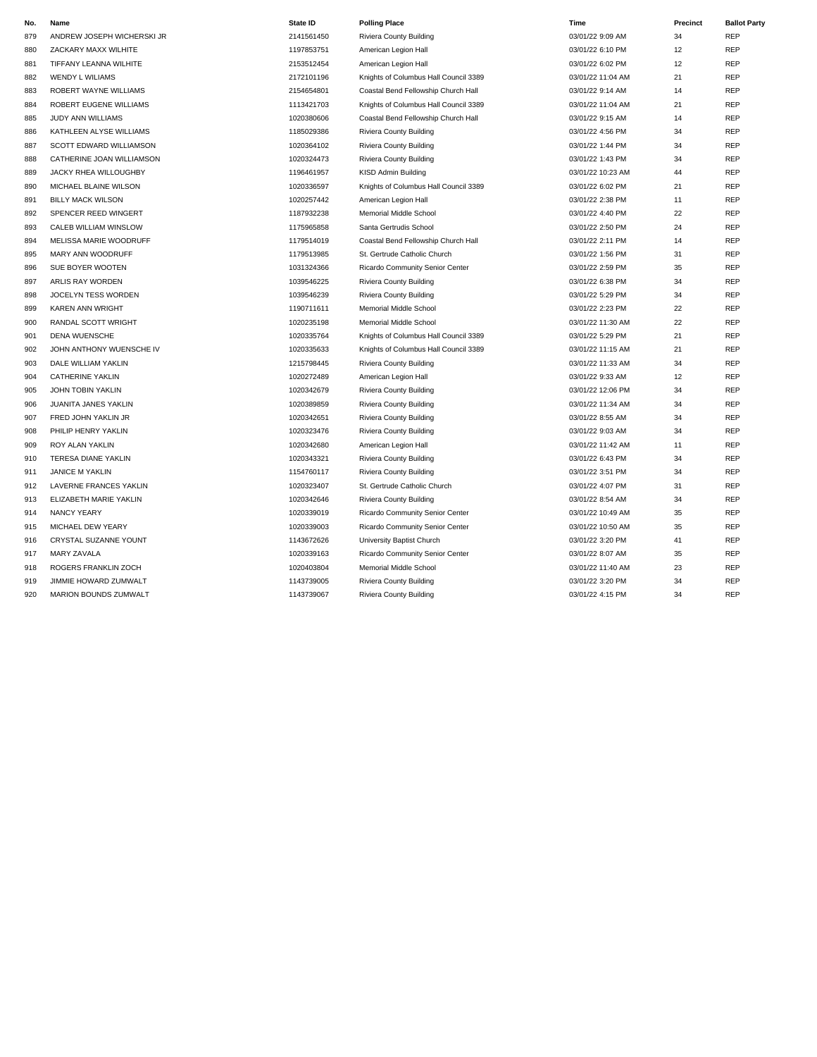| No. | Name | State ID | Polling Place | Time | Precinct | Ballot Party |
|---|---|---|---|---|---|---|
| 879 | ANDREW JOSEPH WICHERSKI JR | 2141561450 | Riviera County Building | 03/01/22 9:09 AM | 34 | REP |
| 880 | ZACKARY MAXX WILHITE | 1197853751 | American Legion Hall | 03/01/22 6:10 PM | 12 | REP |
| 881 | TIFFANY LEANNA WILHITE | 2153512454 | American Legion Hall | 03/01/22 6:02 PM | 12 | REP |
| 882 | WENDY L WILIAMS | 2172101196 | Knights of Columbus Hall Council 3389 | 03/01/22 11:04 AM | 21 | REP |
| 883 | ROBERT WAYNE WILLIAMS | 2154654801 | Coastal Bend Fellowship Church Hall | 03/01/22 9:14 AM | 14 | REP |
| 884 | ROBERT EUGENE WILLIAMS | 1113421703 | Knights of Columbus Hall Council 3389 | 03/01/22 11:04 AM | 21 | REP |
| 885 | JUDY ANN WILLIAMS | 1020380606 | Coastal Bend Fellowship Church Hall | 03/01/22 9:15 AM | 14 | REP |
| 886 | KATHLEEN ALYSE WILLIAMS | 1185029386 | Riviera County Building | 03/01/22 4:56 PM | 34 | REP |
| 887 | SCOTT EDWARD WILLIAMSON | 1020364102 | Riviera County Building | 03/01/22 1:44 PM | 34 | REP |
| 888 | CATHERINE JOAN WILLIAMSON | 1020324473 | Riviera County Building | 03/01/22 1:43 PM | 34 | REP |
| 889 | JACKY RHEA WILLOUGHBY | 1196461957 | KISD Admin Building | 03/01/22 10:23 AM | 44 | REP |
| 890 | MICHAEL BLAINE WILSON | 1020336597 | Knights of Columbus Hall Council 3389 | 03/01/22 6:02 PM | 21 | REP |
| 891 | BILLY MACK WILSON | 1020257442 | American Legion Hall | 03/01/22 2:38 PM | 11 | REP |
| 892 | SPENCER REED WINGERT | 1187932238 | Memorial Middle School | 03/01/22 4:40 PM | 22 | REP |
| 893 | CALEB WILLIAM WINSLOW | 1175965858 | Santa Gertrudis School | 03/01/22 2:50 PM | 24 | REP |
| 894 | MELISSA MARIE WOODRUFF | 1179514019 | Coastal Bend Fellowship Church Hall | 03/01/22 2:11 PM | 14 | REP |
| 895 | MARY ANN WOODRUFF | 1179513985 | St. Gertrude Catholic Church | 03/01/22 1:56 PM | 31 | REP |
| 896 | SUE BOYER WOOTEN | 1031324366 | Ricardo Community Senior Center | 03/01/22 2:59 PM | 35 | REP |
| 897 | ARLIS RAY WORDEN | 1039546225 | Riviera County Building | 03/01/22 6:38 PM | 34 | REP |
| 898 | JOCELYN TESS WORDEN | 1039546239 | Riviera County Building | 03/01/22 5:29 PM | 34 | REP |
| 899 | KAREN ANN WRIGHT | 1190711611 | Memorial Middle School | 03/01/22 2:23 PM | 22 | REP |
| 900 | RANDAL SCOTT WRIGHT | 1020235198 | Memorial Middle School | 03/01/22 11:30 AM | 22 | REP |
| 901 | DENA WUENSCHE | 1020335764 | Knights of Columbus Hall Council 3389 | 03/01/22 5:29 PM | 21 | REP |
| 902 | JOHN ANTHONY WUENSCHE IV | 1020335633 | Knights of Columbus Hall Council 3389 | 03/01/22 11:15 AM | 21 | REP |
| 903 | DALE WILLIAM YAKLIN | 1215798445 | Riviera County Building | 03/01/22 11:33 AM | 34 | REP |
| 904 | CATHERINE YAKLIN | 1020272489 | American Legion Hall | 03/01/22 9:33 AM | 12 | REP |
| 905 | JOHN TOBIN YAKLIN | 1020342679 | Riviera County Building | 03/01/22 12:06 PM | 34 | REP |
| 906 | JUANITA JANES YAKLIN | 1020389859 | Riviera County Building | 03/01/22 11:34 AM | 34 | REP |
| 907 | FRED JOHN YAKLIN JR | 1020342651 | Riviera County Building | 03/01/22 8:55 AM | 34 | REP |
| 908 | PHILIP HENRY YAKLIN | 1020323476 | Riviera County Building | 03/01/22 9:03 AM | 34 | REP |
| 909 | ROY ALAN YAKLIN | 1020342680 | American Legion Hall | 03/01/22 11:42 AM | 11 | REP |
| 910 | TERESA DIANE YAKLIN | 1020343321 | Riviera County Building | 03/01/22 6:43 PM | 34 | REP |
| 911 | JANICE M YAKLIN | 1154760117 | Riviera County Building | 03/01/22 3:51 PM | 34 | REP |
| 912 | LAVERNE FRANCES YAKLIN | 1020323407 | St. Gertrude Catholic Church | 03/01/22 4:07 PM | 31 | REP |
| 913 | ELIZABETH MARIE YAKLIN | 1020342646 | Riviera County Building | 03/01/22 8:54 AM | 34 | REP |
| 914 | NANCY YEARY | 1020339019 | Ricardo Community Senior Center | 03/01/22 10:49 AM | 35 | REP |
| 915 | MICHAEL DEW YEARY | 1020339003 | Ricardo Community Senior Center | 03/01/22 10:50 AM | 35 | REP |
| 916 | CRYSTAL SUZANNE YOUNT | 1143672626 | University Baptist Church | 03/01/22 3:20 PM | 41 | REP |
| 917 | MARY ZAVALA | 1020339163 | Ricardo Community Senior Center | 03/01/22 8:07 AM | 35 | REP |
| 918 | ROGERS FRANKLIN ZOCH | 1020403804 | Memorial Middle School | 03/01/22 11:40 AM | 23 | REP |
| 919 | JIMMIE HOWARD ZUMWALT | 1143739005 | Riviera County Building | 03/01/22 3:20 PM | 34 | REP |
| 920 | MARION BOUNDS ZUMWALT | 1143739067 | Riviera County Building | 03/01/22 4:15 PM | 34 | REP |